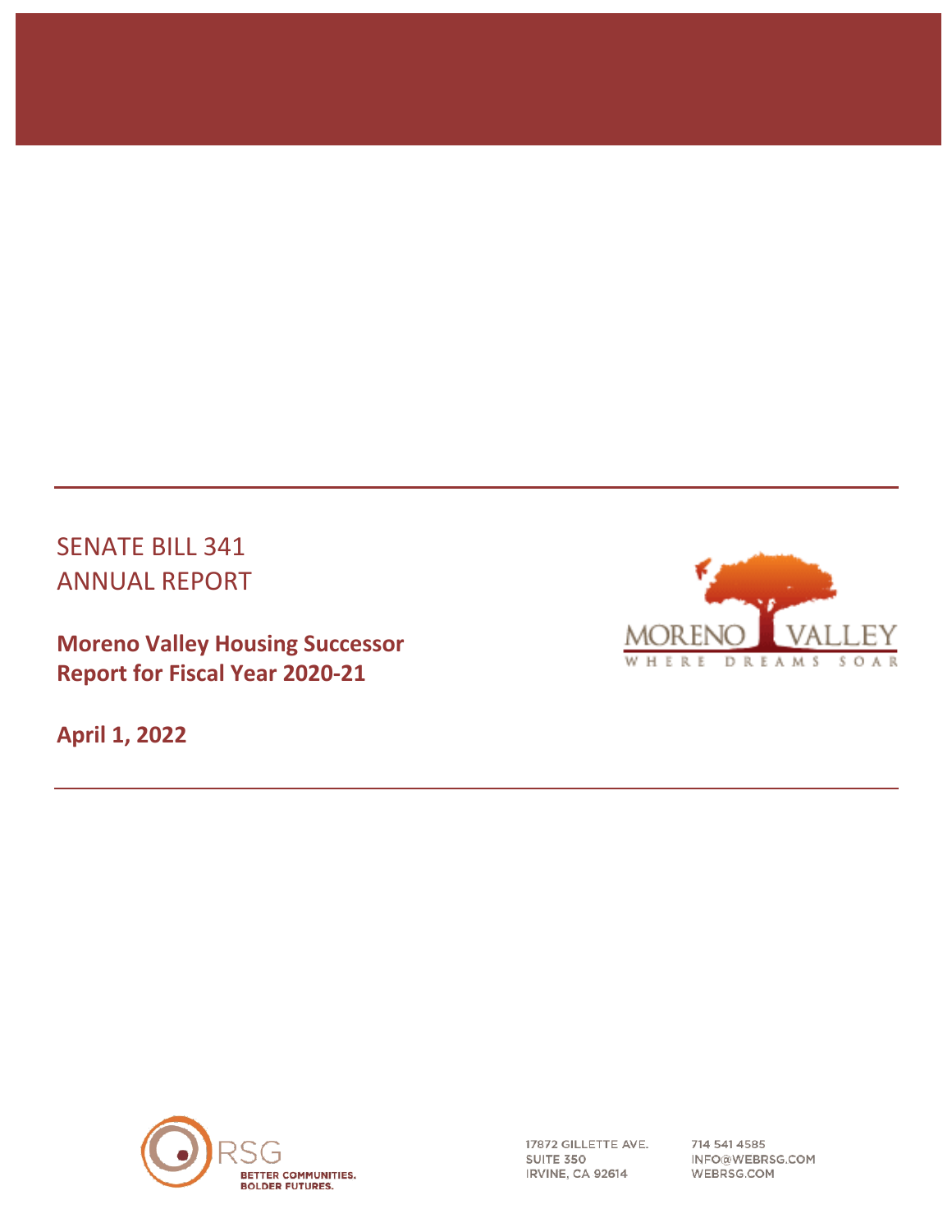# SENATE BILL 341 ANNUAL REPORT

**Moreno Valley Housing Successor**
**Report for Fiscal Year 2020-21**

**April 1, 2022**

MORENO VALLEY
WHERE DREAMS SOAR

RSG
BETTER COMMUNITIES.
BOLDER FUTURES.

17872 GILLETTE AVE.
SUITE 350
IRVINE, CA 92614

714 541 4585
INFO@WEBRSG.COM
WEBRSG.COM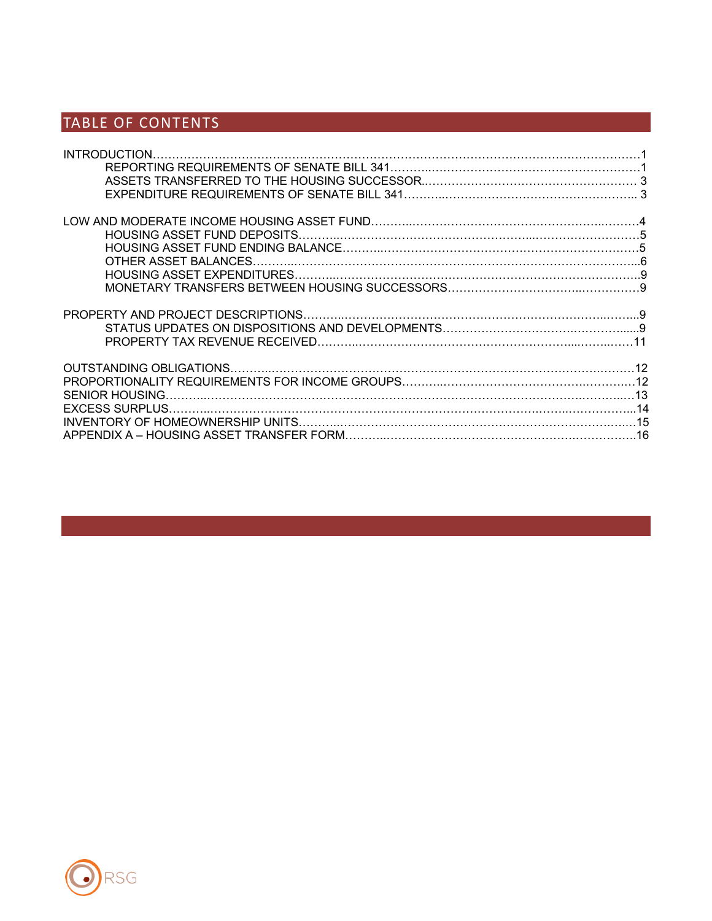## TABLE OF CONTENTS

INTRODUCTION……………………………………………………………………………………………………………1
- REPORTING REQUIREMENTS OF SENATE BILL 341…………………………………………………………1
- ASSETS TRANSFERRED TO THE HOUSING SUCCESSOR……………………………………………… 3
- EXPENDITURE REQUIREMENTS OF SENATE BILL 341……………………………………………………. 3

LOW AND MODERATE INCOME HOUSING ASSET FUND……………………………………………………………4
- HOUSING ASSET FUND DEPOSITS…………………………………………………………………………5
- HOUSING ASSET FUND ENDING BALANCE………………………………………………………………5
- OTHER ASSET BALANCES……………………………………………………………………………………6
- HOUSING ASSET EXPENDITURES……………………………………………………………………………9
- MONETARY TRANSFERS BETWEEN HOUSING SUCCESSORS……………………………………………9

PROPERTY AND PROJECT DESCRIPTIONS……………………………………………………………………………9
- STATUS UPDATES ON DISPOSITIONS AND DEVELOPMENTS…………………………………………9
- PROPERTY TAX REVENUE RECEIVED…………………………………………………………………………11

OUTSTANDING OBLIGATIONS……………………………………………………………………………………………12

PROPORTIONALITY REQUIREMENTS FOR INCOME GROUPS…………………………………………………12

SENIOR HOUSING……………………………………………………………………………………………………………13

EXCESS SURPLUS……………………………………………………………………………………………………………14

INVENTORY OF HOMEOWNERSHIP UNITS………………………………………………………………………………15

APPENDIX A – HOUSING ASSET TRANSFER FORM…………………………………………………………………16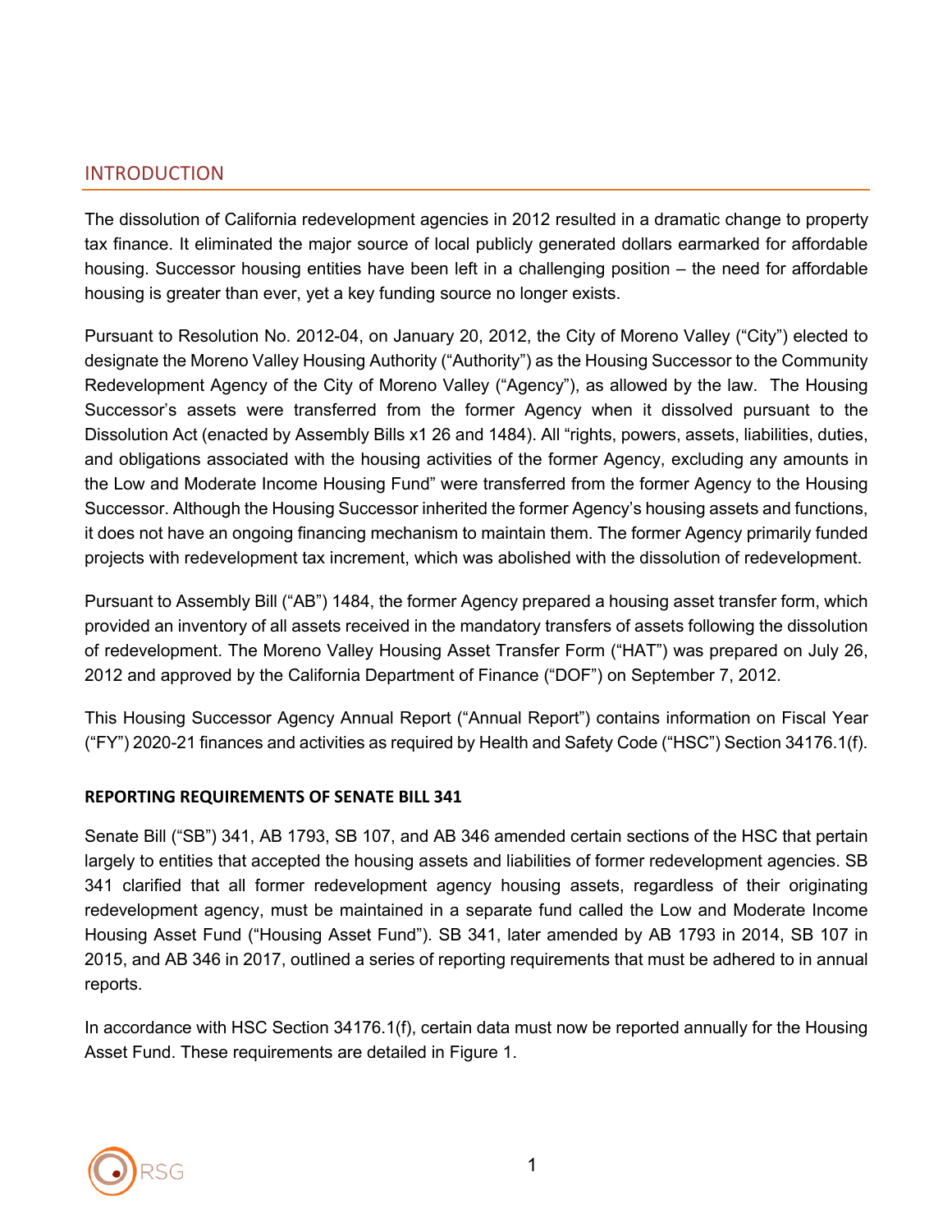## INTRODUCTION

The dissolution of California redevelopment agencies in 2012 resulted in a dramatic change to property tax finance. It eliminated the major source of local publicly generated dollars earmarked for affordable housing. Successor housing entities have been left in a challenging position – the need for affordable housing is greater than ever, yet a key funding source no longer exists.

Pursuant to Resolution No. 2012-04, on January 20, 2012, the City of Moreno Valley ("City") elected to designate the Moreno Valley Housing Authority ("Authority") as the Housing Successor to the Community Redevelopment Agency of the City of Moreno Valley ("Agency"), as allowed by the law. The Housing Successor's assets were transferred from the former Agency when it dissolved pursuant to the Dissolution Act (enacted by Assembly Bills x1 26 and 1484). All "rights, powers, assets, liabilities, duties, and obligations associated with the housing activities of the former Agency, excluding any amounts in the Low and Moderate Income Housing Fund" were transferred from the former Agency to the Housing Successor. Although the Housing Successor inherited the former Agency's housing assets and functions, it does not have an ongoing financing mechanism to maintain them. The former Agency primarily funded projects with redevelopment tax increment, which was abolished with the dissolution of redevelopment.

Pursuant to Assembly Bill ("AB") 1484, the former Agency prepared a housing asset transfer form, which provided an inventory of all assets received in the mandatory transfers of assets following the dissolution of redevelopment. The Moreno Valley Housing Asset Transfer Form ("HAT") was prepared on July 26, 2012 and approved by the California Department of Finance ("DOF") on September 7, 2012.

This Housing Successor Agency Annual Report ("Annual Report") contains information on Fiscal Year ("FY") 2020-21 finances and activities as required by Health and Safety Code ("HSC") Section 34176.1(f).

### REPORTING REQUIREMENTS OF SENATE BILL 341

Senate Bill ("SB") 341, AB 1793, SB 107, and AB 346 amended certain sections of the HSC that pertain largely to entities that accepted the housing assets and liabilities of former redevelopment agencies. SB 341 clarified that all former redevelopment agency housing assets, regardless of their originating redevelopment agency, must be maintained in a separate fund called the Low and Moderate Income Housing Asset Fund ("Housing Asset Fund"). SB 341, later amended by AB 1793 in 2014, SB 107 in 2015, and AB 346 in 2017, outlined a series of reporting requirements that must be adhered to in annual reports.

In accordance with HSC Section 34176.1(f), certain data must now be reported annually for the Housing Asset Fund. These requirements are detailed in Figure 1.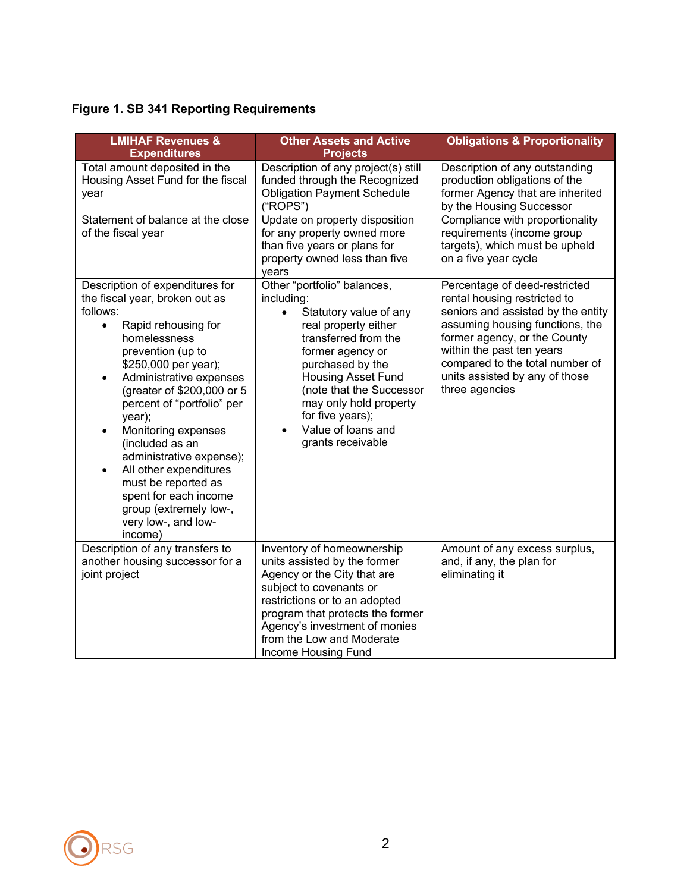**Figure 1. SB 341 Reporting Requirements**

| LMIHAF Revenues & Expenditures | Other Assets and Active Projects | Obligations & Proportionality |
|---|---|---|
| Total amount deposited in the Housing Asset Fund for the fiscal year | Description of any project(s) still funded through the Recognized Obligation Payment Schedule ("ROPS") | Description of any outstanding production obligations of the former Agency that are inherited by the Housing Successor |
| Statement of balance at the close of the fiscal year | Update on property disposition for any property owned more than five years or plans for property owned less than five years | Compliance with proportionality requirements (income group targets), which must be upheld on a five year cycle |
| Description of expenditures for the fiscal year, broken out as follows:<br>• Rapid rehousing for homelessness prevention (up to $250,000 per year);<br>• Administrative expenses (greater of $200,000 or 5 percent of "portfolio" per year);<br>• Monitoring expenses (included as an administrative expense);<br>• All other expenditures must be reported as spent for each income group (extremely low-, very low-, and low-income) | Other "portfolio" balances, including:<br>• Statutory value of any real property either transferred from the former agency or purchased by the Housing Asset Fund (note that the Successor may only hold property for five years);<br>• Value of loans and grants receivable | Percentage of deed-restricted rental housing restricted to seniors and assisted by the entity assuming housing functions, the former agency, or the County within the past ten years compared to the total number of units assisted by any of those three agencies |
| Description of any transfers to another housing successor for a joint project | Inventory of homeownership units assisted by the former Agency or the City that are subject to covenants or restrictions or to an adopted program that protects the former Agency's investment of monies from the Low and Moderate Income Housing Fund | Amount of any excess surplus, and, if any, the plan for eliminating it |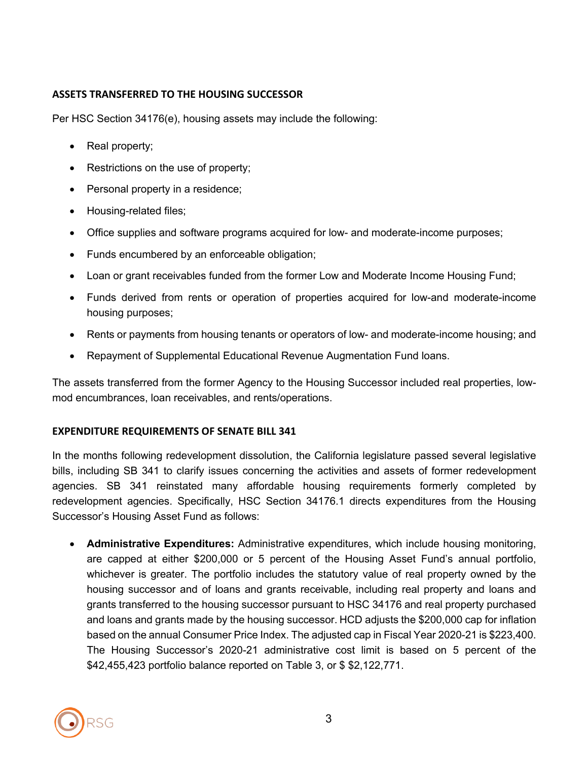## ASSETS TRANSFERRED TO THE HOUSING SUCCESSOR

Per HSC Section 34176(e), housing assets may include the following:

- Real property;
- Restrictions on the use of property;
- Personal property in a residence;
- Housing-related files;
- Office supplies and software programs acquired for low- and moderate-income purposes;
- Funds encumbered by an enforceable obligation;
- Loan or grant receivables funded from the former Low and Moderate Income Housing Fund;
- Funds derived from rents or operation of properties acquired for low-and moderate-income housing purposes;
- Rents or payments from housing tenants or operators of low- and moderate-income housing; and
- Repayment of Supplemental Educational Revenue Augmentation Fund loans.

The assets transferred from the former Agency to the Housing Successor included real properties, low-mod encumbrances, loan receivables, and rents/operations.

## EXPENDITURE REQUIREMENTS OF SENATE BILL 341

In the months following redevelopment dissolution, the California legislature passed several legislative bills, including SB 341 to clarify issues concerning the activities and assets of former redevelopment agencies. SB 341 reinstated many affordable housing requirements formerly completed by redevelopment agencies. Specifically, HSC Section 34176.1 directs expenditures from the Housing Successor's Housing Asset Fund as follows:

- **Administrative Expenditures:** Administrative expenditures, which include housing monitoring, are capped at either $200,000 or 5 percent of the Housing Asset Fund's annual portfolio, whichever is greater. The portfolio includes the statutory value of real property owned by the housing successor and of loans and grants receivable, including real property and loans and grants transferred to the housing successor pursuant to HSC 34176 and real property purchased and loans and grants made by the housing successor. HCD adjusts the $200,000 cap for inflation based on the annual Consumer Price Index. The adjusted cap in Fiscal Year 2020-21 is $223,400. The Housing Successor's 2020-21 administrative cost limit is based on 5 percent of the $42,455,423 portfolio balance reported on Table 3, or $ $2,122,771.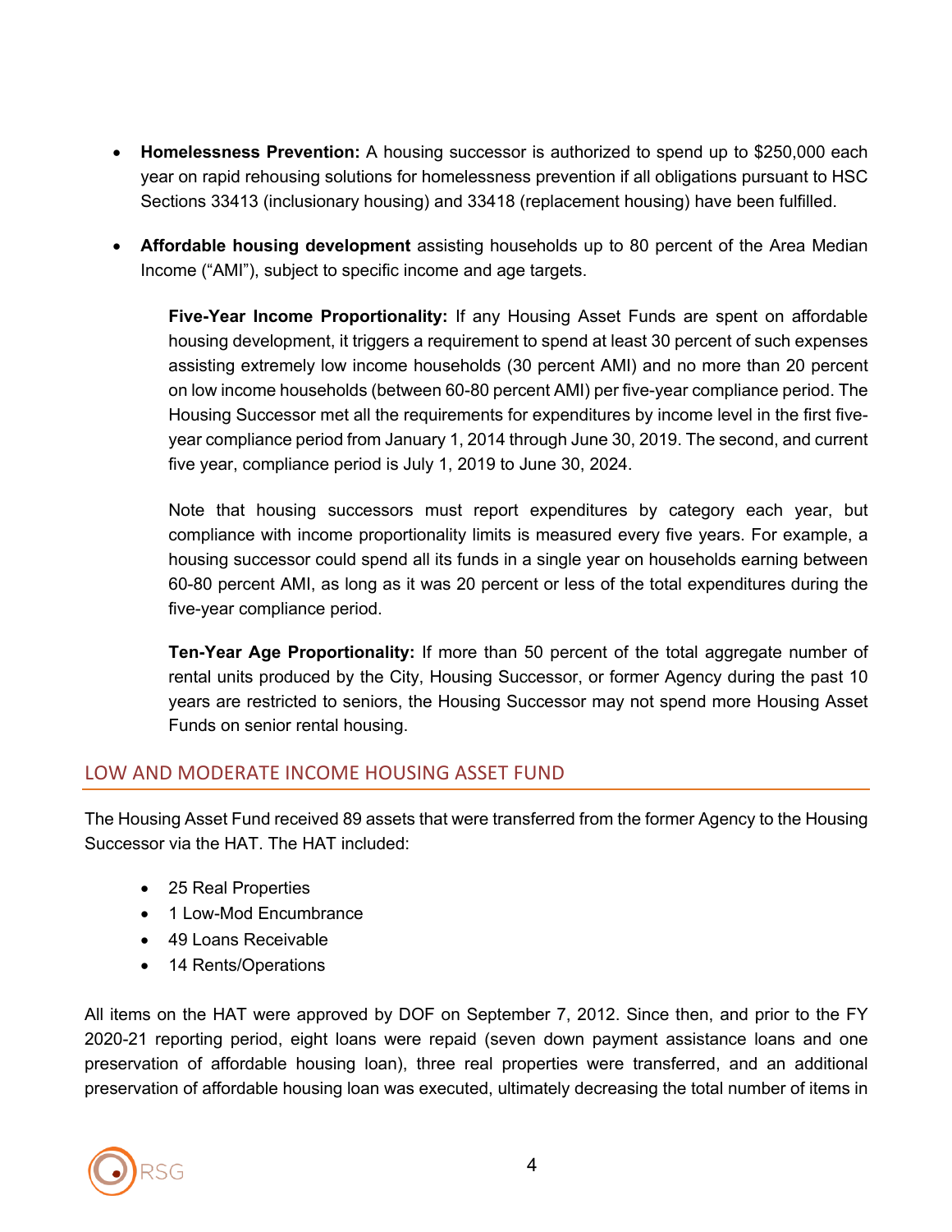- **Homelessness Prevention:** A housing successor is authorized to spend up to $250,000 each year on rapid rehousing solutions for homelessness prevention if all obligations pursuant to HSC Sections 33413 (inclusionary housing) and 33418 (replacement housing) have been fulfilled.

- **Affordable housing development** assisting households up to 80 percent of the Area Median Income ("AMI"), subject to specific income and age targets.

  **Five-Year Income Proportionality:** If any Housing Asset Funds are spent on affordable housing development, it triggers a requirement to spend at least 30 percent of such expenses assisting extremely low income households (30 percent AMI) and no more than 20 percent on low income households (between 60-80 percent AMI) per five-year compliance period. The Housing Successor met all the requirements for expenditures by income level in the first five-year compliance period from January 1, 2014 through June 30, 2019. The second, and current five year, compliance period is July 1, 2019 to June 30, 2024.

  Note that housing successors must report expenditures by category each year, but compliance with income proportionality limits is measured every five years. For example, a housing successor could spend all its funds in a single year on households earning between 60-80 percent AMI, as long as it was 20 percent or less of the total expenditures during the five-year compliance period.

  **Ten-Year Age Proportionality:** If more than 50 percent of the total aggregate number of rental units produced by the City, Housing Successor, or former Agency during the past 10 years are restricted to seniors, the Housing Successor may not spend more Housing Asset Funds on senior rental housing.

## LOW AND MODERATE INCOME HOUSING ASSET FUND

The Housing Asset Fund received 89 assets that were transferred from the former Agency to the Housing Successor via the HAT. The HAT included:

- 25 Real Properties
- 1 Low-Mod Encumbrance
- 49 Loans Receivable
- 14 Rents/Operations

All items on the HAT were approved by DOF on September 7, 2012. Since then, and prior to the FY 2020-21 reporting period, eight loans were repaid (seven down payment assistance loans and one preservation of affordable housing loan), three real properties were transferred, and an additional preservation of affordable housing loan was executed, ultimately decreasing the total number of items in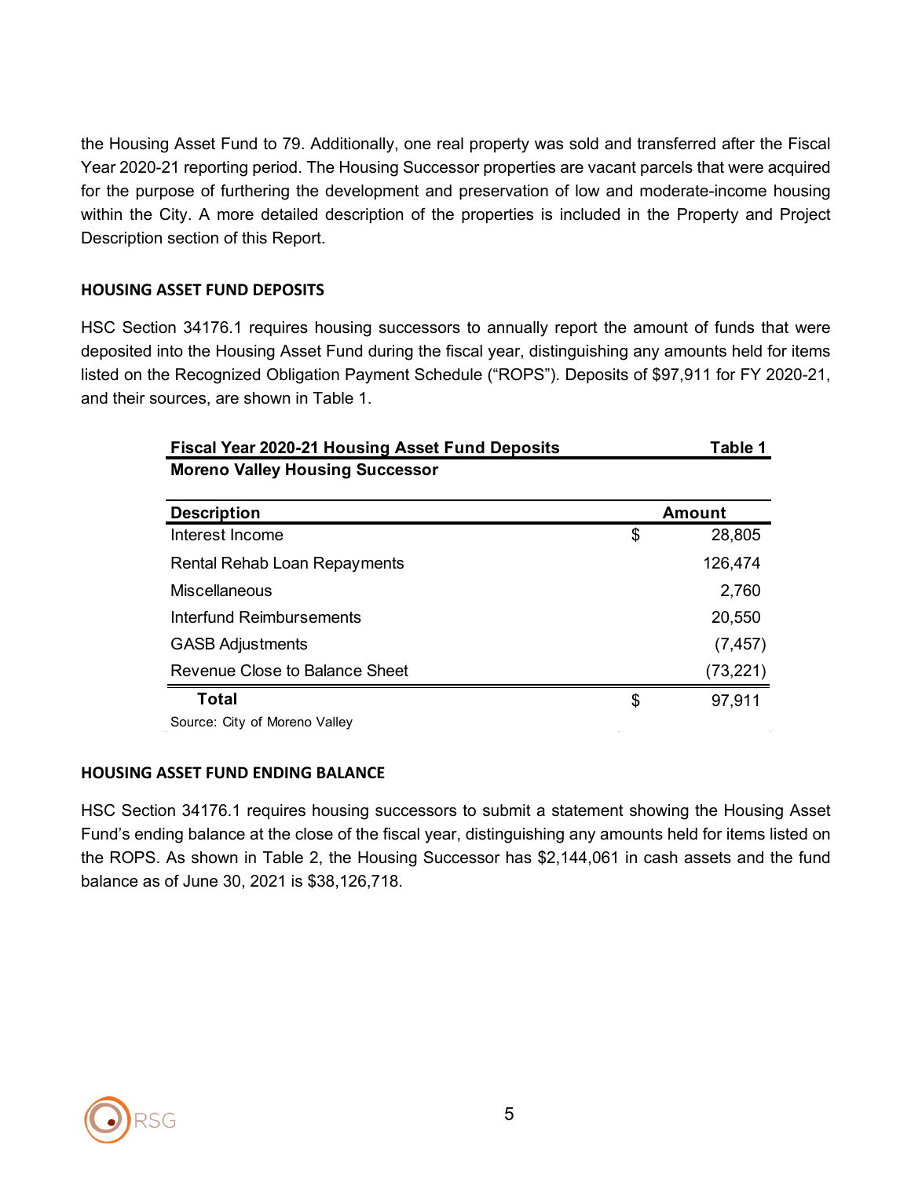the Housing Asset Fund to 79. Additionally, one real property was sold and transferred after the Fiscal Year 2020-21 reporting period. The Housing Successor properties are vacant parcels that were acquired for the purpose of furthering the development and preservation of low and moderate-income housing within the City. A more detailed description of the properties is included in the Property and Project Description section of this Report.

### HOUSING ASSET FUND DEPOSITS

HSC Section 34176.1 requires housing successors to annually report the amount of funds that were deposited into the Housing Asset Fund during the fiscal year, distinguishing any amounts held for items listed on the Recognized Obligation Payment Schedule ("ROPS"). Deposits of $97,911 for FY 2020-21, and their sources, are shown in Table 1.

**Fiscal Year 2020-21 Housing Asset Fund Deposits** — **Table 1**
**Moreno Valley Housing Successor**

| Description | Amount |
|---|---|
| Interest Income | $ 28,805 |
| Rental Rehab Loan Repayments | 126,474 |
| Miscellaneous | 2,760 |
| Interfund Reimbursements | 20,550 |
| GASB Adjustments | (7,457) |
| Revenue Close to Balance Sheet | (73,221) |
| **Total** | $ 97,911 |

Source: City of Moreno Valley

### HOUSING ASSET FUND ENDING BALANCE

HSC Section 34176.1 requires housing successors to submit a statement showing the Housing Asset Fund's ending balance at the close of the fiscal year, distinguishing any amounts held for items listed on the ROPS. As shown in Table 2, the Housing Successor has $2,144,061 in cash assets and the fund balance as of June 30, 2021 is $38,126,718.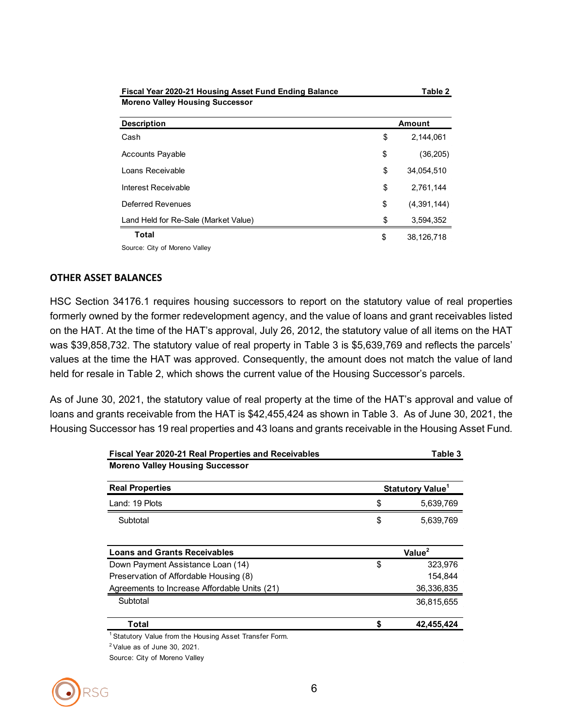| Fiscal Year 2020-21 Housing Asset Fund Ending Balance | | Table 2 |
|---|---|---|
| **Moreno Valley Housing Successor** | | |
| **Description** | | **Amount** |
| Cash | $ | 2,144,061 |
| Accounts Payable | $ | (36,205) |
| Loans Receivable | $ | 34,054,510 |
| Interest Receivable | $ | 2,761,144 |
| Deferred Revenues | $ | (4,391,144) |
| Land Held for Re-Sale (Market Value) | $ | 3,594,352 |
| **Total** | $ | 38,126,718 |

Source: City of Moreno Valley

## OTHER ASSET BALANCES

HSC Section 34176.1 requires housing successors to report on the statutory value of real properties formerly owned by the former redevelopment agency, and the value of loans and grant receivables listed on the HAT. At the time of the HAT's approval, July 26, 2012, the statutory value of all items on the HAT was $39,858,732. The statutory value of real property in Table 3 is $5,639,769 and reflects the parcels' values at the time the HAT was approved. Consequently, the amount does not match the value of land held for resale in Table 2, which shows the current value of the Housing Successor's parcels.

As of June 30, 2021, the statutory value of real property at the time of the HAT's approval and value of loans and grants receivable from the HAT is $42,455,424 as shown in Table 3. As of June 30, 2021, the Housing Successor has 19 real properties and 43 loans and grants receivable in the Housing Asset Fund.

| Fiscal Year 2020-21 Real Properties and Receivables | | Table 3 |
|---|---|---|
| **Moreno Valley Housing Successor** | | |
| **Real Properties** | | **Statutory Value[1]** |
| Land: 19 Plots | $ | 5,639,769 |
| Subtotal | $ | 5,639,769 |
| **Loans and Grants Receivables** | | **Value[2]** |
| Down Payment Assistance Loan (14) | $ | 323,976 |
| Preservation of Affordable Housing (8) | | 154,844 |
| Agreements to Increase Affordable Units (21) | | 36,336,835 |
| Subtotal | | 36,815,655 |
| **Total** | **$** | **42,455,424** |

[1] Statutory Value from the Housing Asset Transfer Form.

[2] Value as of June 30, 2021.

Source: City of Moreno Valley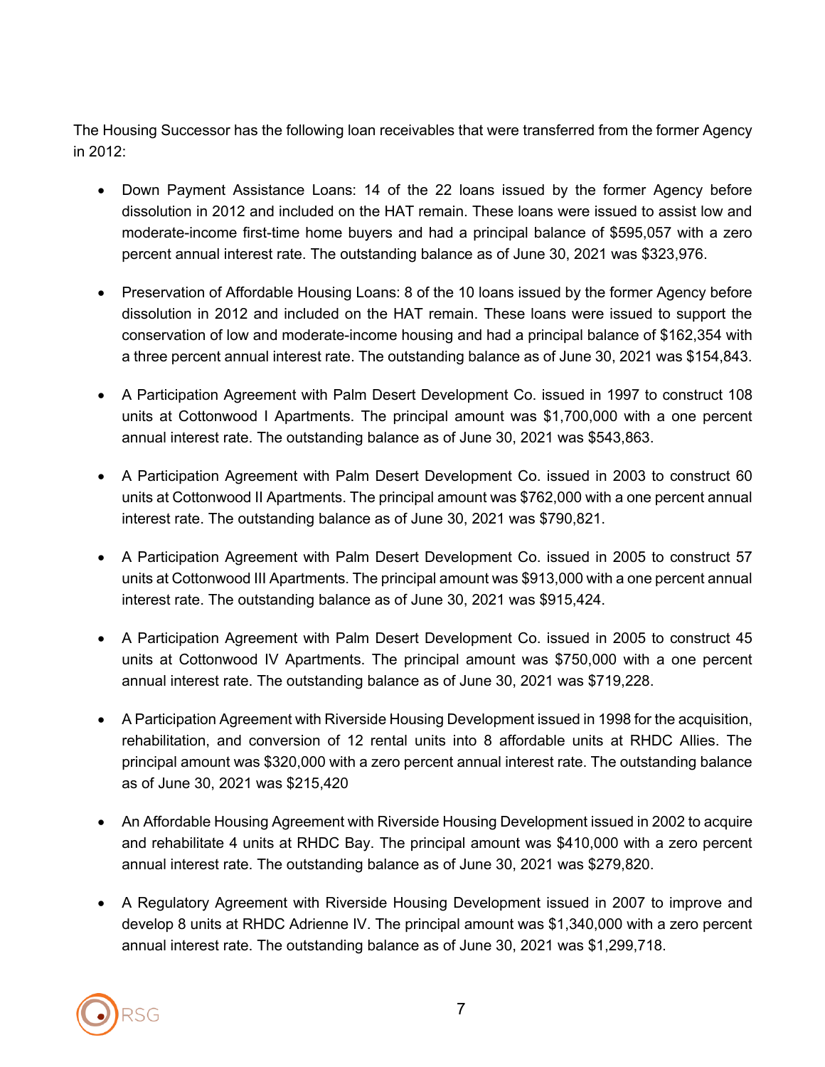The Housing Successor has the following loan receivables that were transferred from the former Agency in 2012:

- Down Payment Assistance Loans: 14 of the 22 loans issued by the former Agency before dissolution in 2012 and included on the HAT remain. These loans were issued to assist low and moderate-income first-time home buyers and had a principal balance of $595,057 with a zero percent annual interest rate. The outstanding balance as of June 30, 2021 was $323,976.

- Preservation of Affordable Housing Loans: 8 of the 10 loans issued by the former Agency before dissolution in 2012 and included on the HAT remain. These loans were issued to support the conservation of low and moderate-income housing and had a principal balance of $162,354 with a three percent annual interest rate. The outstanding balance as of June 30, 2021 was $154,843.

- A Participation Agreement with Palm Desert Development Co. issued in 1997 to construct 108 units at Cottonwood I Apartments. The principal amount was $1,700,000 with a one percent annual interest rate. The outstanding balance as of June 30, 2021 was $543,863.

- A Participation Agreement with Palm Desert Development Co. issued in 2003 to construct 60 units at Cottonwood II Apartments. The principal amount was $762,000 with a one percent annual interest rate. The outstanding balance as of June 30, 2021 was $790,821.

- A Participation Agreement with Palm Desert Development Co. issued in 2005 to construct 57 units at Cottonwood III Apartments. The principal amount was $913,000 with a one percent annual interest rate. The outstanding balance as of June 30, 2021 was $915,424.

- A Participation Agreement with Palm Desert Development Co. issued in 2005 to construct 45 units at Cottonwood IV Apartments. The principal amount was $750,000 with a one percent annual interest rate. The outstanding balance as of June 30, 2021 was $719,228.

- A Participation Agreement with Riverside Housing Development issued in 1998 for the acquisition, rehabilitation, and conversion of 12 rental units into 8 affordable units at RHDC Allies. The principal was $320,000 with a zero percent annual interest rate. The outstanding balance as of June 30, 2021 was $215,420

- An Affordable Housing Agreement with Riverside Housing Development issued in 2002 to acquire and rehabilitate 4 units at RHDC Bay. The principal amount was $410,000 with a zero percent annual interest rate. The outstanding balance as of June 30, 2021 was $279,820.

- A Regulatory Agreement with Riverside Housing Development issued in 2007 to improve and develop 8 units at RHDC Adrienne IV. The principal amount was $1,340,000 with a zero percent annual interest rate. The outstanding balance as of June 30, 2021 was $1,299,718.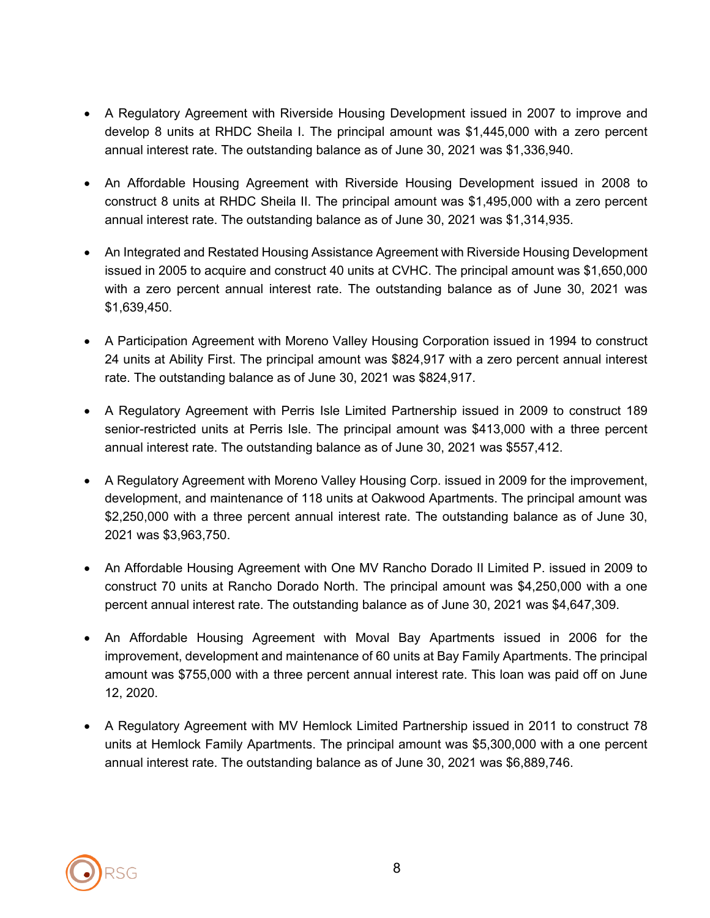- A Regulatory Agreement with Riverside Housing Development issued in 2007 to improve and develop 8 units at RHDC Sheila I. The principal amount was $1,445,000 with a zero percent annual interest rate. The outstanding balance as of June 30, 2021 was $1,336,940.

- An Affordable Housing Agreement with Riverside Housing Development issued in 2008 to construct 8 units at RHDC Sheila II. The principal amount was $1,495,000 with a zero percent annual interest rate. The outstanding balance as of June 30, 2021 was $1,314,935.

- An Integrated and Restated Housing Assistance Agreement with Riverside Housing Development issued in 2005 to acquire and construct 40 units at CVHC. The principal amount was $1,650,000 with a zero percent annual interest rate. The outstanding balance as of June 30, 2021 was $1,639,450.

- A Participation Agreement with Moreno Valley Housing Corporation issued in 1994 to construct 24 units at Ability First. The principal amount was $824,917 with a zero percent annual interest rate. The outstanding balance as of June 30, 2021 was $824,917.

- A Regulatory Agreement with Perris Isle Limited Partnership issued in 2009 to construct 189 senior-restricted units at Perris Isle. The principal amount was $413,000 with a three percent annual interest rate. The outstanding balance as of June 30, 2021 was $557,412.

- A Regulatory Agreement with Moreno Valley Housing Corp. issued in 2009 for the improvement, development, and maintenance of 118 units at Oakwood Apartments. The principal amount was $2,250,000 with a three percent annual interest rate. The outstanding balance as of June 30, 2021 was $3,963,750.

- An Affordable Housing Agreement with One MV Rancho Dorado II Limited P. issued in 2009 to construct 70 units at Rancho Dorado North. The principal amount was $4,250,000 with a one percent annual interest rate. The outstanding balance as of June 30, 2021 was $4,647,309.

- An Affordable Housing Agreement with Moval Bay Apartments issued in 2006 for the improvement, development and maintenance of 60 units at Bay Family Apartments. The principal amount was $755,000 with a three percent annual interest rate. This loan was paid off on June 12, 2020.

- A Regulatory Agreement with MV Hemlock Limited Partnership issued in 2011 to construct 78 units at Hemlock Family Apartments. The principal amount was $5,300,000 with a one percent annual interest rate. The outstanding balance as of June 30, 2021 was $6,889,746.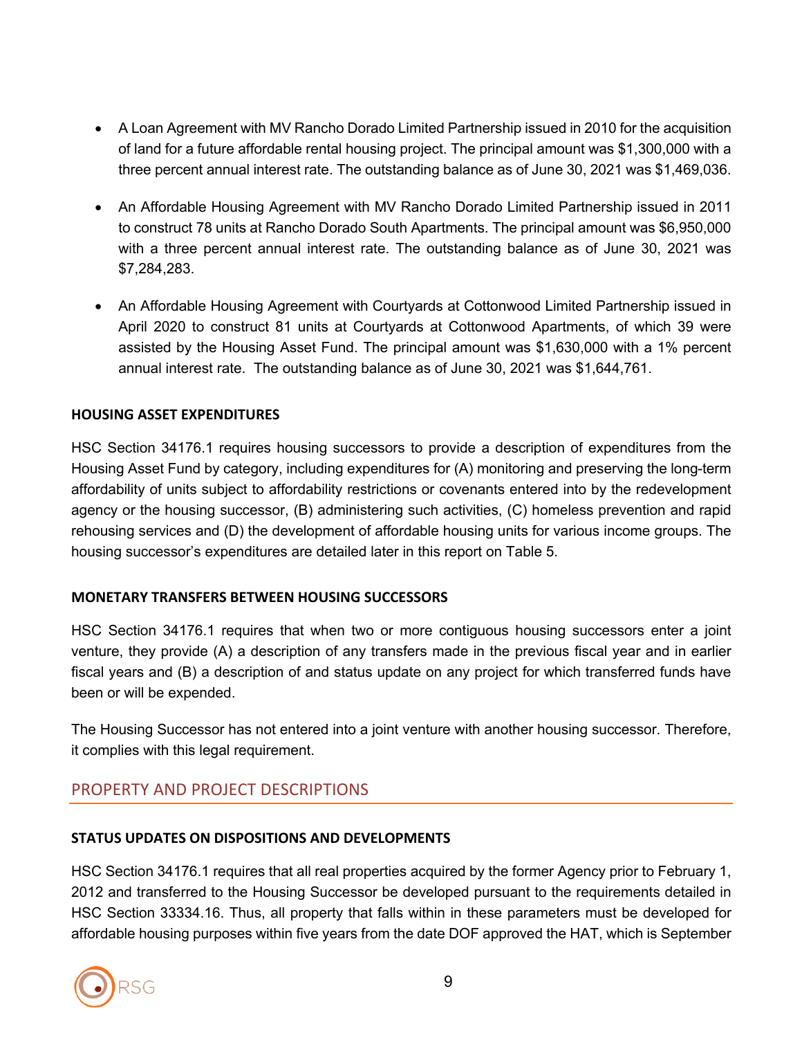- A Loan Agreement with MV Rancho Dorado Limited Partnership issued in 2010 for the acquisition of land for a future affordable rental housing project. The principal amount was $1,300,000 with a three percent annual interest rate. The outstanding balance as of June 30, 2021 was $1,469,036.
- An Affordable Housing Agreement with MV Rancho Dorado Limited Partnership issued in 2011 to construct 78 units at Rancho Dorado South Apartments. The principal amount was $6,950,000 with a three percent annual interest rate. The outstanding balance as of June 30, 2021 was $7,284,283.
- An Affordable Housing Agreement with Courtyards at Cottonwood Limited Partnership issued in April 2020 to construct 81 units at Courtyards at Cottonwood Apartments, of which 39 were assisted by the Housing Asset Fund. The principal amount was $1,630,000 with a 1% percent annual interest rate. The outstanding balance as of June 30, 2021 was $1,644,761.

### HOUSING ASSET EXPENDITURES

HSC Section 34176.1 requires housing successors to provide a description of expenditures from the Housing Asset Fund by category, including expenditures for (A) monitoring and preserving the long-term affordability of units subject to affordability restrictions or covenants entered into by the redevelopment agency or the housing successor, (B) administering such activities, (C) homeless prevention and rapid rehousing services and (D) the development of affordable housing units for various income groups. The housing successor's expenditures are detailed later in this report on Table 5.

### MONETARY TRANSFERS BETWEEN HOUSING SUCCESSORS

HSC Section 34176.1 requires that when two or more contiguous housing successors enter a joint venture, they provide (A) a description of any transfers made in the previous fiscal year and in earlier fiscal years and (B) a description of and status update on any project for which transferred funds have been or will be expended.

The Housing Successor has not entered into a joint venture with another housing successor. Therefore, it complies with this legal requirement.

## PROPERTY AND PROJECT DESCRIPTIONS

### STATUS UPDATES ON DISPOSITIONS AND DEVELOPMENTS

HSC Section 34176.1 requires that all real properties acquired by the former Agency prior to February 1, 2012 and transferred to the Housing Successor be developed pursuant to the requirements detailed in HSC Section 33334.16. Thus, all property that falls within in these parameters must be developed for affordable housing purposes within five years from the date DOF approved the HAT, which is September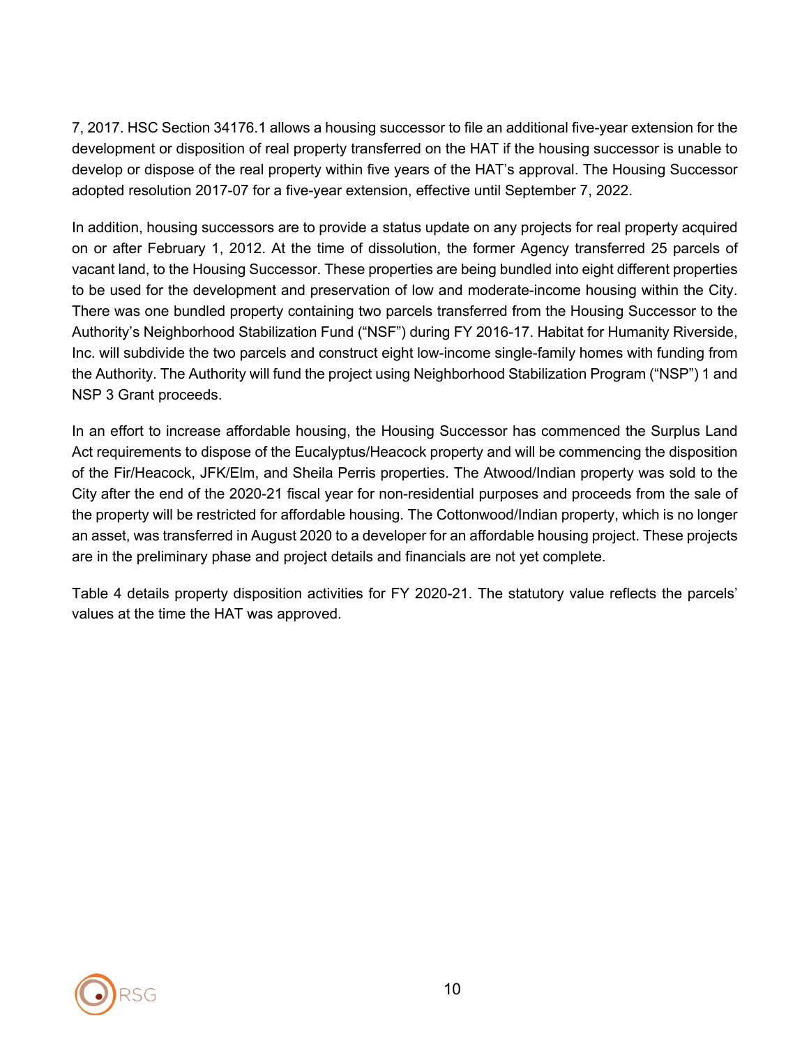7, 2017. HSC Section 34176.1 allows a housing successor to file an additional five-year extension for the development or disposition of real property transferred on the HAT if the housing successor is unable to develop or dispose of the real property within five years of the HAT's approval. The Housing Successor adopted resolution 2017-07 for a five-year extension, effective until September 7, 2022.

In addition, housing successors are to provide a status update on any projects for real property acquired on or after February 1, 2012. At the time of dissolution, the former Agency transferred 25 parcels of vacant land, to the Housing Successor. These properties are being bundled into eight different properties to be used for the development and preservation of low and moderate-income housing within the City. There was one bundled property containing two parcels transferred from the Housing Successor to the Authority's Neighborhood Stabilization Fund ("NSF") during FY 2016-17. Habitat for Humanity Riverside, Inc. will subdivide the two parcels and construct eight low-income single-family homes with funding from the Authority. The Authority will fund the project using Neighborhood Stabilization Program ("NSP") 1 and NSP 3 Grant proceeds.

In an effort to increase affordable housing, the Housing Successor has commenced the Surplus Land Act requirements to dispose of the Eucalyptus/Heacock property and will be commencing the disposition of the Fir/Heacock, JFK/Elm, and Sheila Perris properties. The Atwood/Indian property was sold to the City after the end of the 2020-21 fiscal year for non-residential purposes and proceeds from the sale of the property will be restricted for affordable housing. The Cottonwood/Indian property, which is no longer an asset, was transferred in August 2020 to a developer for an affordable housing project. These projects are in the preliminary phase and project details and financials are not yet complete.

Table 4 details property disposition activities for FY 2020-21. The statutory value reflects the parcels' values at the time the HAT was approved.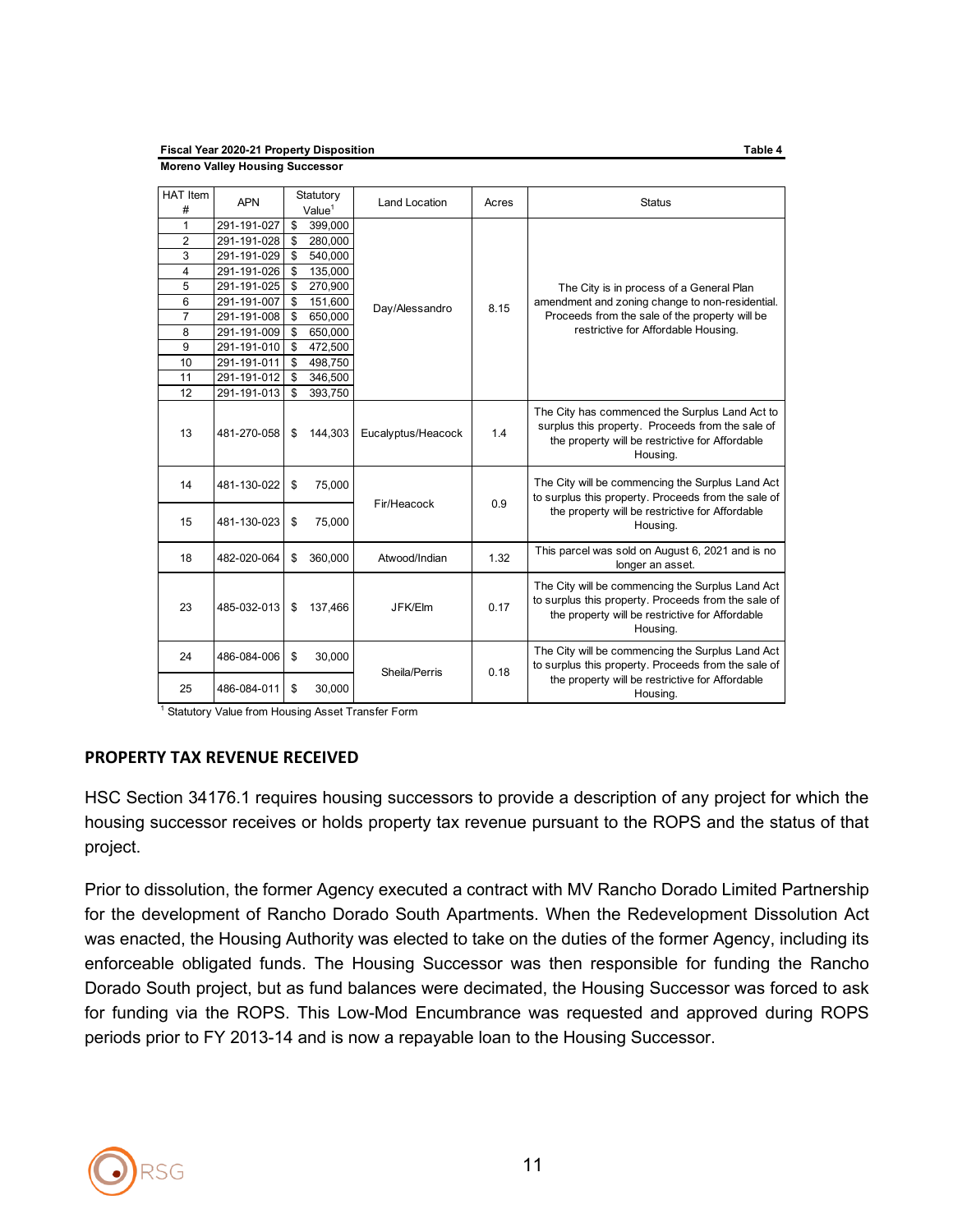**Fiscal Year 2020-21 Property Disposition** **Table 4**

**Moreno Valley Housing Successor**

| HAT Item # | APN | Statutory Value[1] | Land Location | Acres | Status |
|---|---|---|---|---|---|
| 1 | 291-191-027 | $ 399,000 | Day/Alessandro | 8.15 | The City is in process of a General Plan amendment and zoning change to non-residential. Proceeds from the sale of the property will be restrictive for Affordable Housing. |
| 2 | 291-191-028 | $ 280,000 | | | |
| 3 | 291-191-029 | $ 540,000 | | | |
| 4 | 291-191-026 | $ 135,000 | | | |
| 5 | 291-191-025 | $ 270,900 | | | |
| 6 | 291-191-007 | $ 151,600 | | | |
| 7 | 291-191-008 | $ 650,000 | | | |
| 8 | 291-191-009 | $ 650,000 | | | |
| 9 | 291-191-010 | $ 472,500 | | | |
| 10 | 291-191-011 | $ 498,750 | | | |
| 11 | 291-191-012 | $ 346,500 | | | |
| 12 | 291-191-013 | $ 393,750 | | | |
| 13 | 481-270-058 | $ 144,303 | Eucalyptus/Heacock | 1.4 | The City has commenced the Surplus Land Act to surplus this property. Proceeds from the sale of the property will be restrictive for Affordable Housing. |
| 14 | 481-130-022 | $ 75,000 | Fir/Heacock | 0.9 | The City will be commencing the Surplus Land Act to surplus this property. Proceeds from the sale of the property will be restrictive for Affordable Housing. |
| 15 | 481-130-023 | $ 75,000 | | | |
| 18 | 482-020-064 | $ 360,000 | Atwood/Indian | 1.32 | This parcel was sold on August 6, 2021 and is no longer an asset. |
| 23 | 485-032-013 | $ 137,466 | JFK/Elm | 0.17 | The City will be commencing the Surplus Land Act to surplus this property. Proceeds from the sale of the property will be restrictive for Affordable Housing. |
| 24 | 486-084-006 | $ 30,000 | Sheila/Perris | 0.18 | The City will be commencing the Surplus Land Act to surplus this property. Proceeds from the sale of the property will be restrictive for Affordable Housing. |
| 25 | 486-084-011 | $ 30,000 | | | |

[1] Statutory Value from Housing Asset Transfer Form

## PROPERTY TAX REVENUE RECEIVED

HSC Section 34176.1 requires housing successors to provide a description of any project for which the housing successor receives or holds property tax revenue pursuant to the ROPS and the status of that project.

Prior to dissolution, the former Agency executed a contract with MV Rancho Dorado Limited Partnership for the development of Rancho Dorado South Apartments. When the Redevelopment Dissolution Act was enacted, the Housing Authority was elected to take on the duties of the former Agency, including its enforceable obligated funds. The Housing Successor was then responsible for funding the Rancho Dorado South project, but as fund balances were decimated, the Housing Successor was forced to ask for funding via the ROPS. This Low-Mod Encumbrance was requested and approved during ROPS periods prior to FY 2013-14 and is now a repayable loan to the Housing Successor.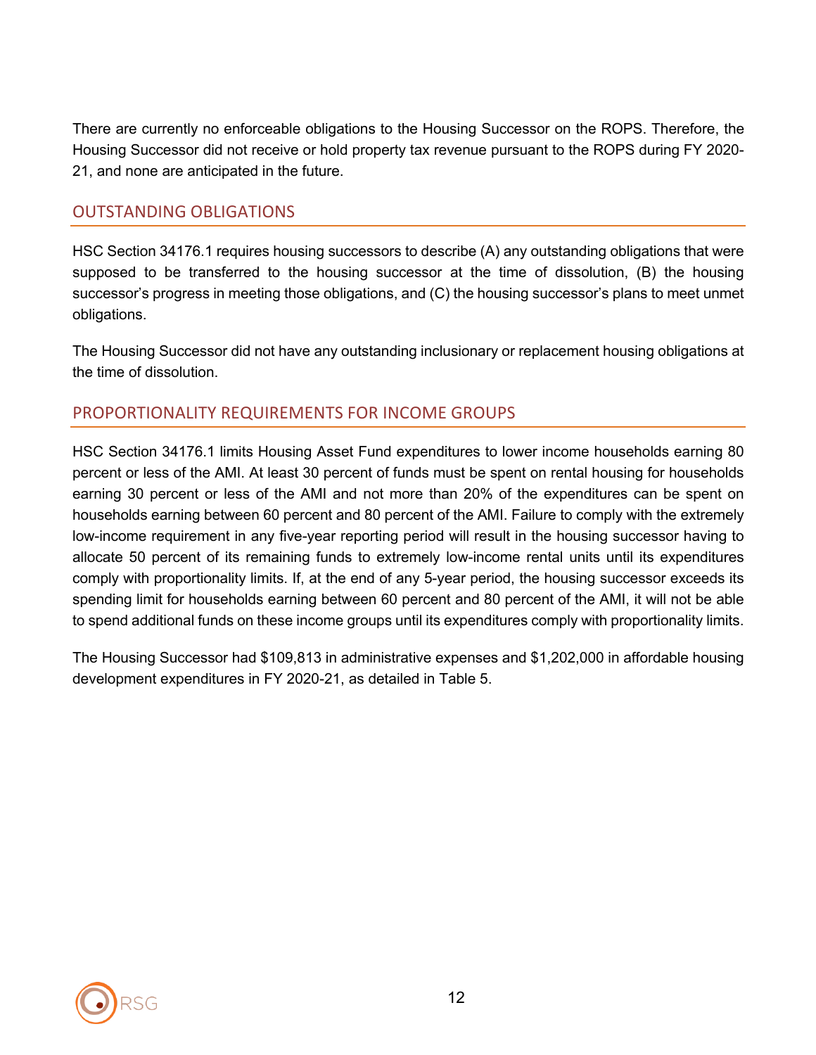There are currently no enforceable obligations to the Housing Successor on the ROPS. Therefore, the Housing Successor did not receive or hold property tax revenue pursuant to the ROPS during FY 2020-21, and none are anticipated in the future.

## OUTSTANDING OBLIGATIONS

HSC Section 34176.1 requires housing successors to describe (A) any outstanding obligations that were supposed to be transferred to the housing successor at the time of dissolution, (B) the housing successor's progress in meeting those obligations, and (C) the housing successor's plans to meet unmet obligations.

The Housing Successor did not have any outstanding inclusionary or replacement housing obligations at the time of dissolution.

## PROPORTIONALITY REQUIREMENTS FOR INCOME GROUPS

HSC Section 34176.1 limits Housing Asset Fund expenditures to lower income households earning 80 percent or less of the AMI. At least 30 percent of funds must be spent on rental housing for households earning 30 percent or less of the AMI and not more than 20% of the expenditures can be spent on households earning between 60 percent and 80 percent of the AMI. Failure to comply with the extremely low-income requirement in any five-year reporting period will result in the housing successor having to allocate 50 percent of its remaining funds to extremely low-income rental units until its expenditures comply with proportionality limits. If, at the end of any 5-year period, the housing successor exceeds its spending limit for households earning between 60 percent and 80 percent of the AMI, it will not be able to spend additional funds on these income groups until its expenditures comply with proportionality limits.

The Housing Successor had $109,813 in administrative expenses and $1,202,000 in affordable housing development expenditures in FY 2020-21, as detailed in Table 5.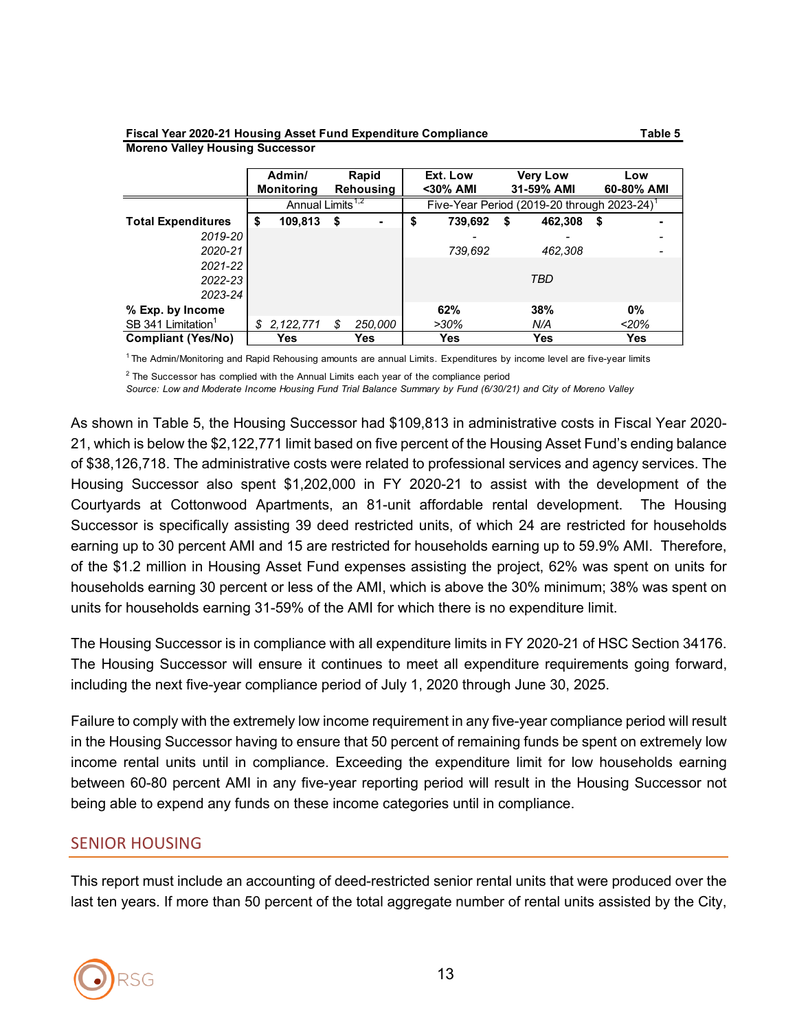**Fiscal Year 2020-21 Housing Asset Fund Expenditure Compliance** **Table 5**

**Moreno Valley Housing Successor**

| | Admin/ Monitoring | Rapid Rehousing | Ext. Low <30% AMI | Very Low 31-59% AMI | Low 60-80% AMI |
|---|---|---|---|---|---|
| | Annual Limits [1,2] | | Five-Year Period (2019-20 through 2023-24) [1] | | |
| **Total Expenditures** | **$ 109,813** | **$ -** | **$ 739,692** | **$ 462,308** | **$ -** |
| *2019-20* | | | - | - | - |
| *2020-21* | | | *739,692* | *462,308* | - |
| *2021-22* | | | | | |
| *2022-23* | | | | *TBD* | |
| *2023-24* | | | | | |
| **% Exp. by Income** | | | **62%** | **38%** | **0%** |
| SB 341 Limitation[1] | *$ 2,122,771* | *$ 250,000* | *>30%* | *N/A* | *<20%* |
| **Compliant (Yes/No)** | **Yes** | **Yes** | **Yes** | **Yes** | **Yes** |

[1] The Admin/Monitoring and Rapid Rehousing amounts are annual Limits. Expenditures by income level are five-year limits

[2] The Successor has complied with the Annual Limits each year of the compliance period

*Source: Low and Moderate Income Housing Fund Trial Balance Summary by Fund (6/30/21) and City of Moreno Valley*

As shown in Table 5, the Housing Successor had $109,813 in administrative costs in Fiscal Year 2020-21, which is below the $2,122,771 limit based on five percent of the Housing Asset Fund's ending balance of $38,126,718. The administrative costs were related to professional services and agency services. The Housing Successor also spent $1,202,000 in FY 2020-21 to assist with the development of the Courtyards at Cottonwood Apartments, an 81-unit affordable rental development. The Housing Successor is specifically assisting 39 deed restricted units, of which 24 are restricted for households earning up to 30 percent AMI and 15 are restricted for households earning up to 59.9% AMI. Therefore, of the $1.2 million in Housing Asset Fund expenses assisting the project, 62% was spent on units for households earning 30 percent or less of the AMI, which is above the 30% minimum; 38% was spent on units for households earning 31-59% of the AMI for which there is no expenditure limit.

The Housing Successor is in compliance with all expenditure limits in FY 2020-21 of HSC Section 34176. The Housing Successor will ensure it continues to meet all expenditure requirements going forward, including the next five-year compliance period of July 1, 2020 through June 30, 2025.

Failure to comply with the extremely low income requirement in any five-year compliance period will result in the Housing Successor having to ensure that 50 percent of remaining funds be spent on extremely low income rental units until in compliance. Exceeding the expenditure limit for low households earning between 60-80 percent AMI in any five-year reporting period will result in the Housing Successor not being able to expend any funds on these income categories until in compliance.

## SENIOR HOUSING

This report must include an accounting of deed-restricted senior rental units that were produced over the last ten years. If more than 50 percent of the total aggregate number of rental units assisted by the City,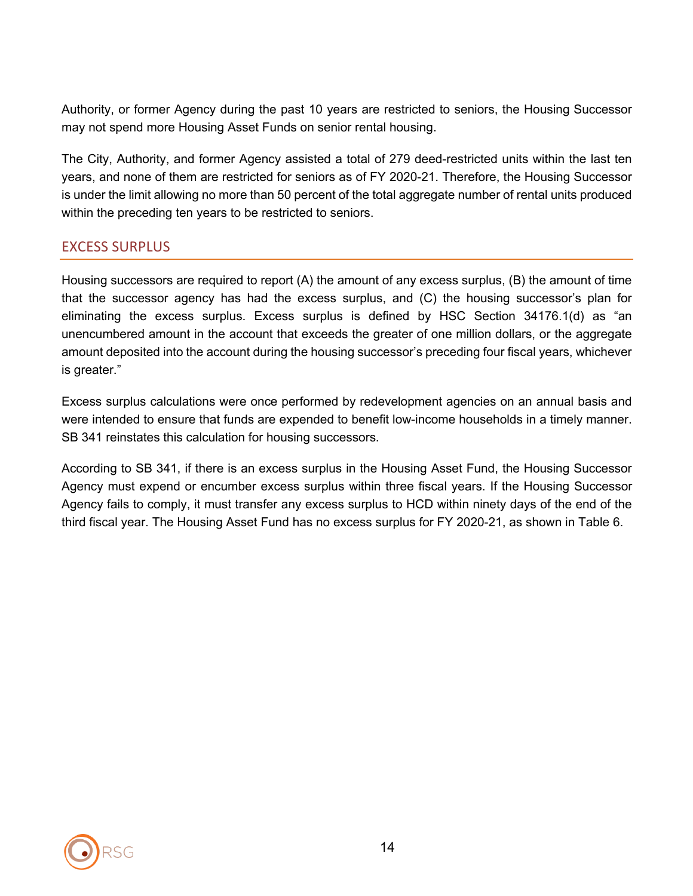Authority, or former Agency during the past 10 years are restricted to seniors, the Housing Successor may not spend more Housing Asset Funds on senior rental housing.

The City, Authority, and former Agency assisted a total of 279 deed-restricted units within the last ten years, and none of them are restricted for seniors as of FY 2020-21. Therefore, the Housing Successor is under the limit allowing no more than 50 percent of the total aggregate number of rental units produced within the preceding ten years to be restricted to seniors.

## EXCESS SURPLUS

Housing successors are required to report (A) the amount of any excess surplus, (B) the amount of time that the successor agency has had the excess surplus, and (C) the housing successor's plan for eliminating the excess surplus. Excess surplus is defined by HSC Section 34176.1(d) as "an unencumbered amount in the account that exceeds the greater of one million dollars, or the aggregate amount deposited into the account during the housing successor's preceding four fiscal years, whichever is greater."

Excess surplus calculations were once performed by redevelopment agencies on an annual basis and were intended to ensure that funds are expended to benefit low-income households in a timely manner. SB 341 reinstates this calculation for housing successors.

According to SB 341, if there is an excess surplus in the Housing Asset Fund, the Housing Successor Agency must expend or encumber excess surplus within three fiscal years. If the Housing Successor Agency fails to comply, it must transfer any excess surplus to HCD within ninety days of the end of the third fiscal year. The Housing Asset Fund has no excess surplus for FY 2020-21, as shown in Table 6.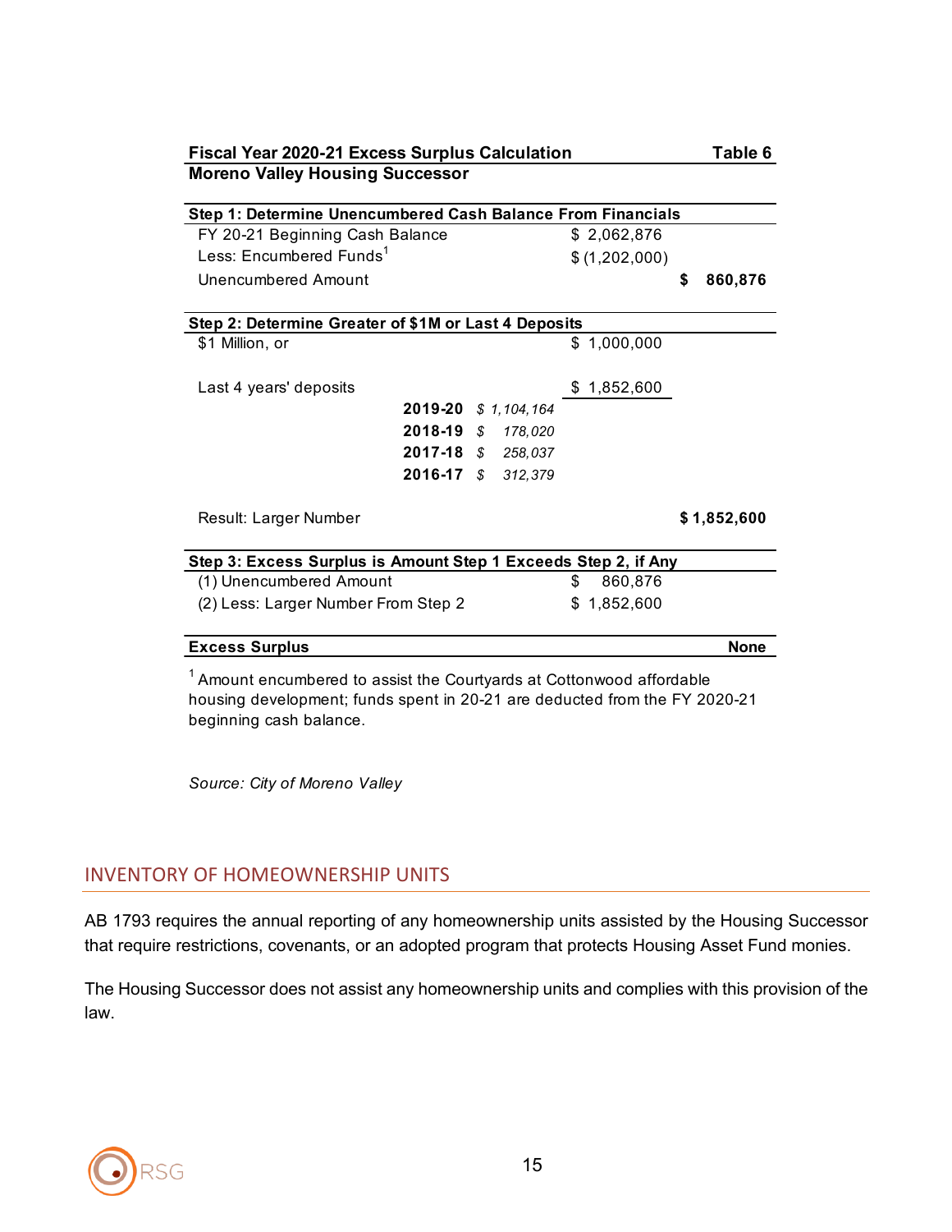| Fiscal Year 2020-21 Excess Surplus Calculation | | | | Table 6 |
|---|---|---|---|---|
| **Moreno Valley Housing Successor** | | | | |
| **Step 1: Determine Unencumbered Cash Balance From Financials** | | | | |
| FY 20-21 Beginning Cash Balance | | | $ 2,062,876 | |
| Less: Encumbered Funds[1] | | | $ (1,202,000) | |
| Unencumbered Amount | | | | **$ 860,876** |
| **Step 2: Determine Greater of $1M or Last 4 Deposits** | | | | |
| $1 Million, or | | | $ 1,000,000 | |
| Last 4 years' deposits | | | $ 1,852,600 | |
| | **2019-20** | *$ 1,104,164* | | |
| | **2018-19** | *$ 178,020* | | |
| | **2017-18** | *$ 258,037* | | |
| | **2016-17** | *$ 312,379* | | |
| Result: Larger Number | | | | **$ 1,852,600** |
| **Step 3: Excess Surplus is Amount Step 1 Exceeds Step 2, if Any** | | | | |
| (1) Unencumbered Amount | | | $ 860,876 | |
| (2) Less: Larger Number From Step 2 | | | $ 1,852,600 | |
| **Excess Surplus** | | | | **None** |

[1] Amount encumbered to assist the Courtyards at Cottonwood affordable housing development; funds spent in 20-21 are deducted from the FY 2020-21 beginning cash balance.

*Source: City of Moreno Valley*

## INVENTORY OF HOMEOWNERSHIP UNITS

AB 1793 requires the annual reporting of any homeownership units assisted by the Housing Successor that require restrictions, covenants, or an adopted program that protects Housing Asset Fund monies.

The Housing Successor does not assist any homeownership units and complies with this provision of the law.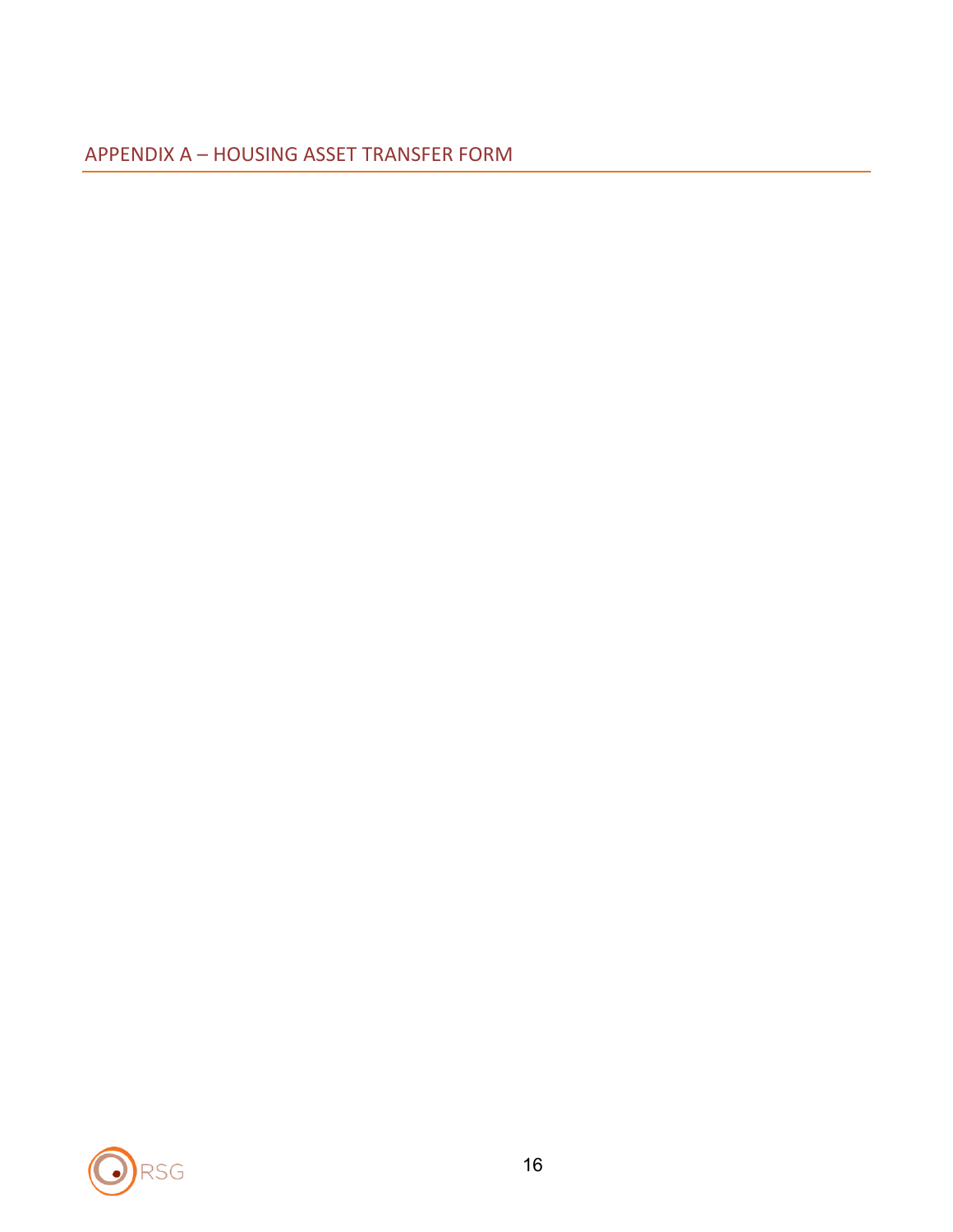## APPENDIX A – HOUSING ASSET TRANSFER FORM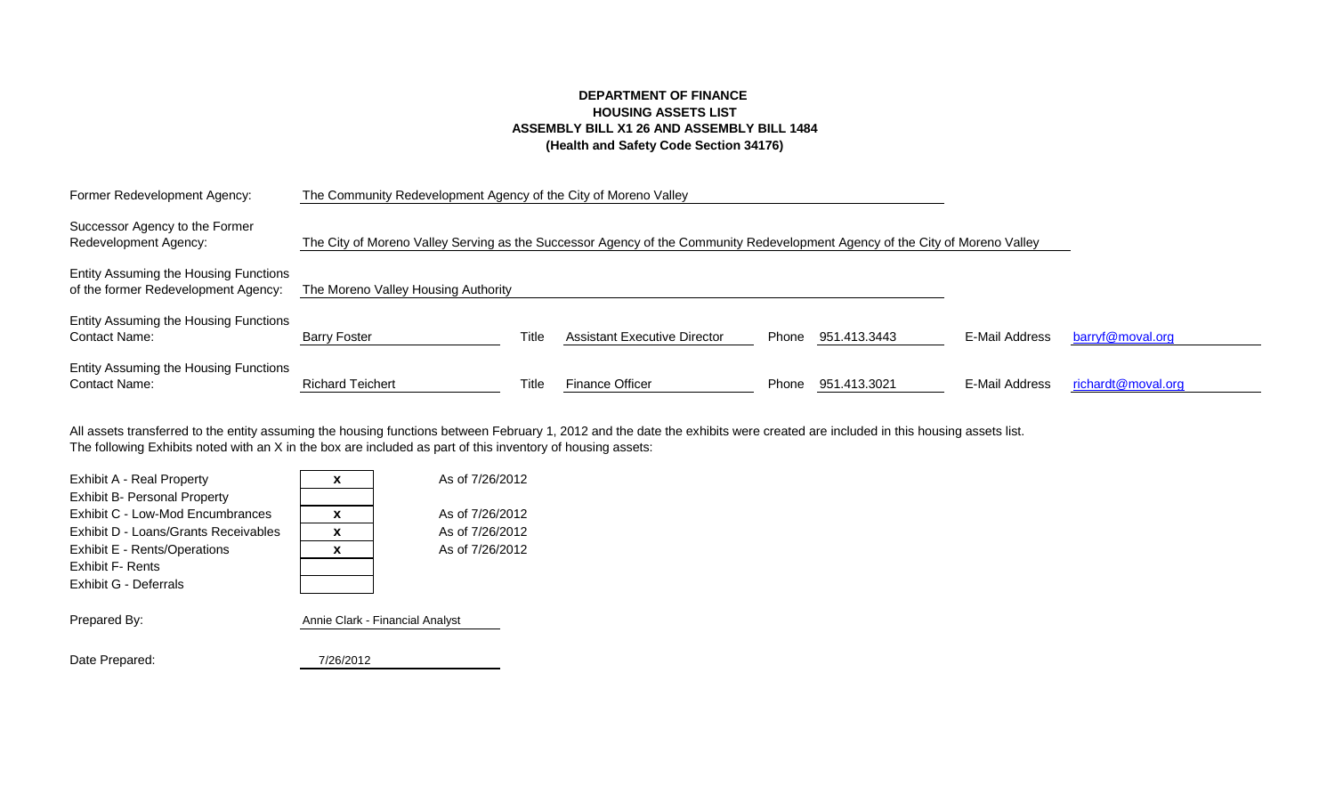**DEPARTMENT OF FINANCE**
**HOUSING ASSETS LIST**
**ASSEMBLY BILL X1 26 AND ASSEMBLY BILL 1484**
**(Health and Safety Code Section 34176)**

| | | | | | | | |
|---|---|---|---|---|---|---|---|
| Former Redevelopment Agency: | The Community Redevelopment Agency of the City of Moreno Valley | | | | | | |
| Successor Agency to the Former Redevelopment Agency: | The City of Moreno Valley Serving as the Successor Agency of the Community Redevelopment Agency of the City of Moreno Valley | | | | | | |
| Entity Assuming the Housing Functions of the former Redevelopment Agency: | The Moreno Valley Housing Authority | | | | | | |
| Entity Assuming the Housing Functions Contact Name: | Barry Foster | Title | Assistant Executive Director | Phone | 951.413.3443 | E-Mail Address | barryf@moval.org |
| Entity Assuming the Housing Functions Contact Name: | Richard Teichert | Title | Finance Officer | Phone | 951.413.3021 | E-Mail Address | richardt@moval.org |

All assets transferred to the entity assuming the housing functions between February 1, 2012 and the date the exhibits were created are included in this housing assets list.
The following Exhibits noted with an X in the box are included as part of this inventory of housing assets:

| Exhibit | Included | As of |
|---|---|---|
| Exhibit A - Real Property | x | As of 7/26/2012 |
| Exhibit B- Personal Property | | |
| Exhibit C - Low-Mod Encumbrances | x | As of 7/26/2012 |
| Exhibit D - Loans/Grants Receivables | x | As of 7/26/2012 |
| Exhibit E - Rents/Operations | x | As of 7/26/2012 |
| Exhibit F- Rents | | |
| Exhibit G - Deferrals | | |

Prepared By: Annie Clark - Financial Analyst

Date Prepared: 7/26/2012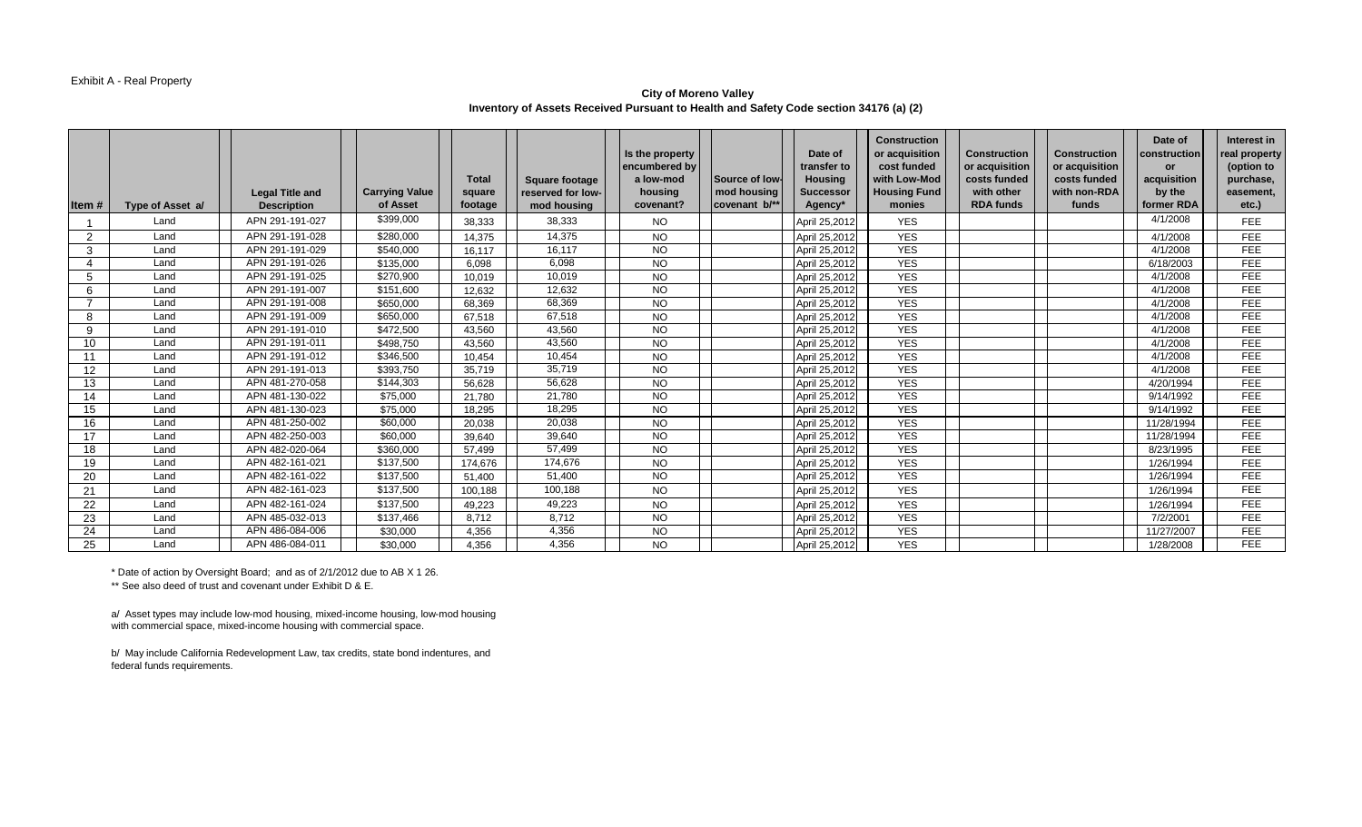Exhibit A - Real Property

**City of Moreno Valley**
**Inventory of Assets Received Pursuant to Health and Safety Code section 34176 (a) (2)**

| Item # | Type of Asset a/ | Legal Title and Description | Carrying Value of Asset | Total square footage | Square footage reserved for low-mod housing | Is the property encumbered by a low-mod housing covenant? | Source of low-mod housing covenant b/** | Date of transfer to Housing Successor Agency* | Construction or acquisition cost funded with Low-Mod Housing Fund monies | Construction or acquisition costs funded with other RDA funds | Construction or acquisition costs funded with non-RDA funds | Date of construction or acquisition by the former RDA | Interest in real property (option to purchase, easement, etc.) |
|---|---|---|---|---|---|---|---|---|---|---|---|---|---|
| 1 | Land | APN 291-191-027 | $399,000 | 38,333 | 38,333 | NO | | April 25,2012 | YES | | | 4/1/2008 | FEE |
| 2 | Land | APN 291-191-028 | $280,000 | 14,375 | 14,375 | NO | | April 25,2012 | YES | | | 4/1/2008 | FEE |
| 3 | Land | APN 291-191-029 | $540,000 | 16,117 | 16,117 | NO | | April 25,2012 | YES | | | 4/1/2008 | FEE |
| 4 | Land | APN 291-191-026 | $135,000 | 6,098 | 6,098 | NO | | April 25,2012 | YES | | | 6/18/2003 | FEE |
| 5 | Land | APN 291-191-025 | $270,900 | 10,019 | 10,019 | NO | | April 25,2012 | YES | | | 4/1/2008 | FEE |
| 6 | Land | APN 291-191-007 | $151,600 | 12,632 | 12,632 | NO | | April 25,2012 | YES | | | 4/1/2008 | FEE |
| 7 | Land | APN 291-191-008 | $650,000 | 68,369 | 68,369 | NO | | April 25,2012 | YES | | | 4/1/2008 | FEE |
| 8 | Land | APN 291-191-009 | $650,000 | 67,518 | 67,518 | NO | | April 25,2012 | YES | | | 4/1/2008 | FEE |
| 9 | Land | APN 291-191-010 | $472,500 | 43,560 | 43,560 | NO | | April 25,2012 | YES | | | 4/1/2008 | FEE |
| 10 | Land | APN 291-191-011 | $498,750 | 43,560 | 43,560 | NO | | April 25,2012 | YES | | | 4/1/2008 | FEE |
| 11 | Land | APN 291-191-012 | $346,500 | 10,454 | 10,454 | NO | | April 25,2012 | YES | | | 4/1/2008 | FEE |
| 12 | Land | APN 291-191-013 | $393,750 | 35,719 | 35,719 | NO | | April 25,2012 | YES | | | 4/1/2008 | FEE |
| 13 | Land | APN 481-270-058 | $144,303 | 56,628 | 56,628 | NO | | April 25,2012 | YES | | | 4/20/1994 | FEE |
| 14 | Land | APN 481-130-022 | $75,000 | 21,780 | 21,780 | NO | | April 25,2012 | YES | | | 9/14/1992 | FEE |
| 15 | Land | APN 481-130-023 | $75,000 | 18,295 | 18,295 | NO | | April 25,2012 | YES | | | 9/14/1992 | FEE |
| 16 | Land | APN 481-250-002 | $60,000 | 20,038 | 20,038 | NO | | April 25,2012 | YES | | | 11/28/1994 | FEE |
| 17 | Land | APN 482-250-003 | $60,000 | 39,640 | 39,640 | NO | | April 25,2012 | YES | | | 11/28/1994 | FEE |
| 18 | Land | APN 482-020-064 | $360,000 | 57,499 | 57,499 | NO | | April 25,2012 | YES | | | 8/23/1995 | FEE |
| 19 | Land | APN 482-161-021 | $137,500 | 174,676 | 174,676 | NO | | April 25,2012 | YES | | | 1/26/1994 | FEE |
| 20 | Land | APN 482-161-022 | $137,500 | 51,400 | 51,400 | NO | | April 25,2012 | YES | | | 1/26/1994 | FEE |
| 21 | Land | APN 482-161-023 | $137,500 | 100,188 | 100,188 | NO | | April 25,2012 | YES | | | 1/26/1994 | FEE |
| 22 | Land | APN 482-161-024 | $137,500 | 49,223 | 49,223 | NO | | April 25,2012 | YES | | | 1/26/1994 | FEE |
| 23 | Land | APN 485-032-013 | $137,466 | 8,712 | 8,712 | NO | | April 25,2012 | YES | | | 7/2/2001 | FEE |
| 24 | Land | APN 486-084-006 | $30,000 | 4,356 | 4,356 | NO | | April 25,2012 | YES | | | 11/27/2007 | FEE |
| 25 | Land | APN 486-084-011 | $30,000 | 4,356 | 4,356 | NO | | April 25,2012 | YES | | | 1/28/2008 | FEE |

\* Date of action by Oversight Board; and as of 2/1/2012 due to AB X 1 26.

** See also deed of trust and covenant under Exhibit D & E.

a/ Asset types may include low-mod housing, mixed-income housing, low-mod housing with commercial space, mixed-income housing with commercial space.

b/ May include California Redevelopment Law, tax credits, state bond indentures, and federal funds requirements.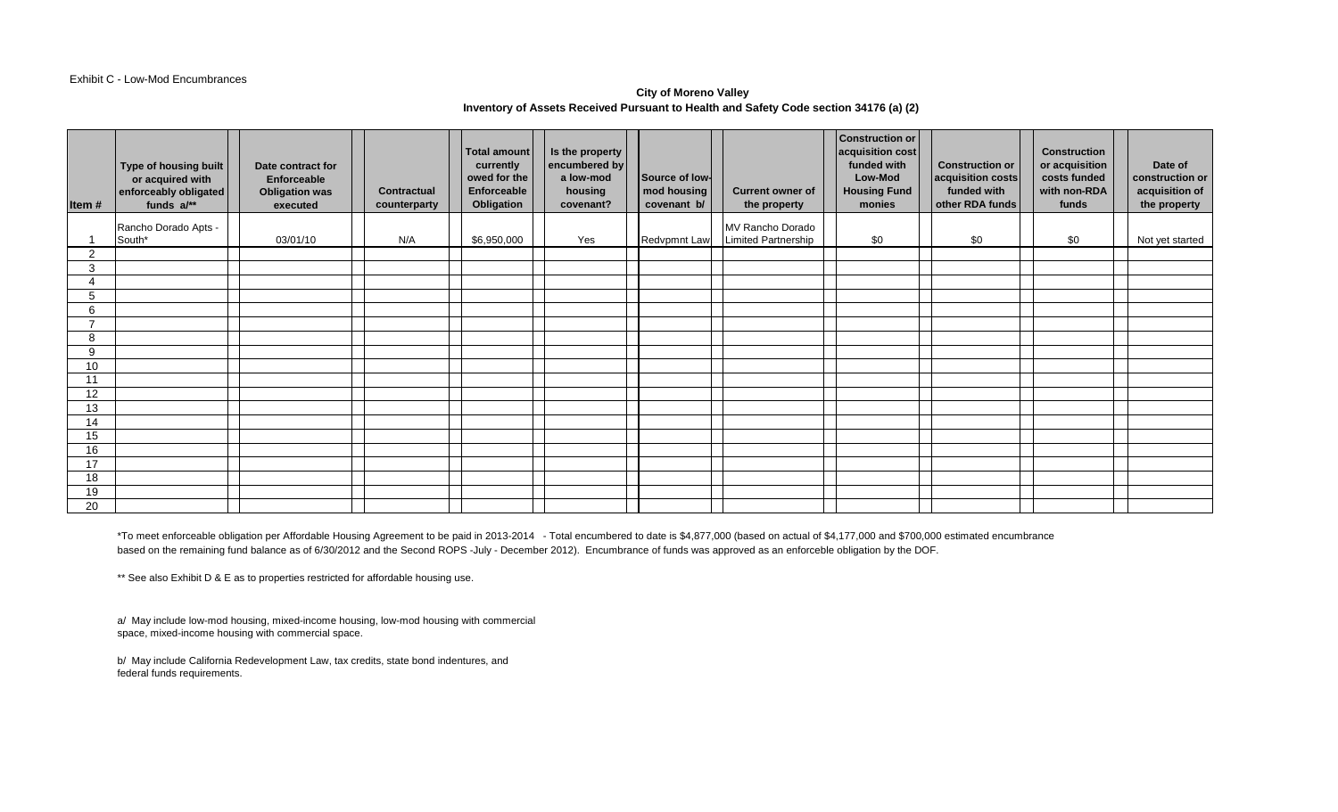Exhibit C - Low-Mod Encumbrances

**City of Moreno Valley**
**Inventory of Assets Received Pursuant to Health and Safety Code section 34176 (a) (2)**

| Item # | Type of housing built or acquired with enforceably obligated funds a/** | Date contract for Enforceable Obligation was executed | Contractual counterparty | Total amount currently owed for the Enforceable Obligation | Is the property encumbered by a low-mod housing covenant? | Source of low-mod housing covenant b/ | Current owner of the property | Construction or acquisition cost funded with Low-Mod Housing Fund monies | Construction or acquisition costs funded with other RDA funds | Construction or acquisition costs funded with non-RDA funds | Date of construction or acquisition of the property |
|---|---|---|---|---|---|---|---|---|---|---|---|
| 1 | Rancho Dorado Apts - South* | 03/01/10 | N/A | $6,950,000 | Yes | Redvpmnt Law | MV Rancho Dorado Limited Partnership | $0 | $0 | $0 | Not yet started |
| 2 | | | | | | | | | | | |
| 3 | | | | | | | | | | | |
| 4 | | | | | | | | | | | |
| 5 | | | | | | | | | | | |
| 6 | | | | | | | | | | | |
| 7 | | | | | | | | | | | |
| 8 | | | | | | | | | | | |
| 9 | | | | | | | | | | | |
| 10 | | | | | | | | | | | |
| 11 | | | | | | | | | | | |
| 12 | | | | | | | | | | | |
| 13 | | | | | | | | | | | |
| 14 | | | | | | | | | | | |
| 15 | | | | | | | | | | | |
| 16 | | | | | | | | | | | |
| 17 | | | | | | | | | | | |
| 18 | | | | | | | | | | | |
| 19 | | | | | | | | | | | |
| 20 | | | | | | | | | | | |

*To meet enforceable obligation per Affordable Housing Agreement to be paid in 2013-2014 - Total encumbered to date is $4,877,000 (based on actual of $4,177,000 and $700,000 estimated encumbrance based on the remaining fund balance as of 6/30/2012 and the Second ROPS -July - December 2012). Encumbrance of funds was approved as an enforceble obligation by the DOF.

** See also Exhibit D & E as to properties restricted for affordable housing use.

a/ May include low-mod housing, mixed-income housing, low-mod housing with commercial space, mixed-income housing with commercial space.

b/ May include California Redevelopment Law, tax credits, state bond indentures, and federal funds requirements.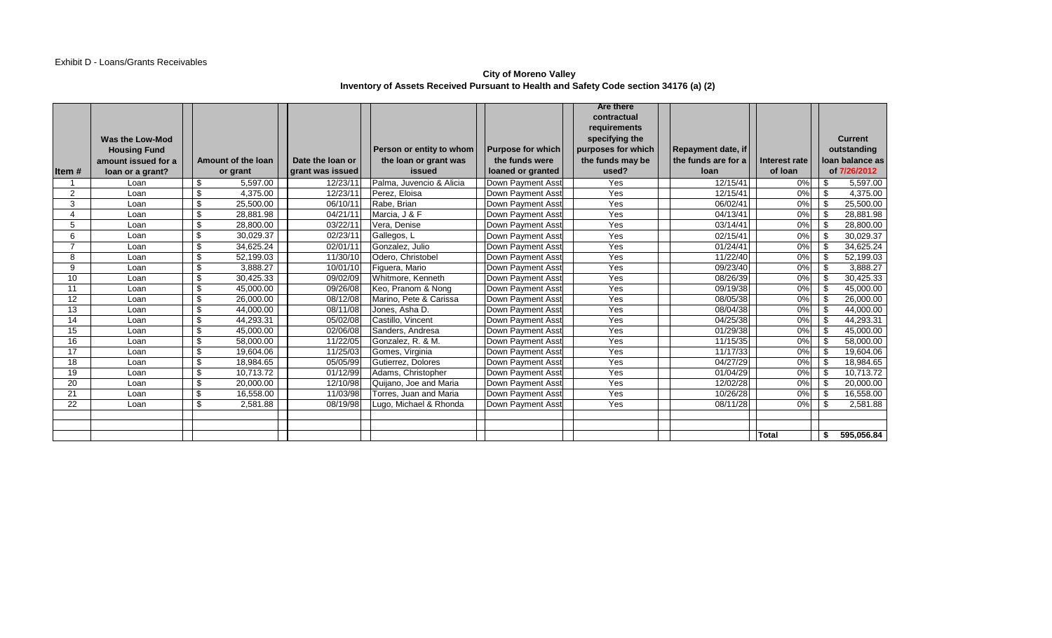Exhibit D - Loans/Grants Receivables

**City of Moreno Valley**
**Inventory of Assets Received Pursuant to Health and Safety Code section 34176 (a) (2)**

| Item # | Was the Low-Mod Housing Fund amount issued for a loan or a grant? | Amount of the loan or grant | Date the loan or grant was issued | Person or entity to whom the loan or grant was issued | Purpose for which the funds were loaned or granted | Are there contractual requirements specifying the purposes for which the funds may be used? | Repayment date, if the funds are for a loan | Interest rate of loan | Current outstanding loan balance as of 7/26/2012 |
|---|---|---|---|---|---|---|---|---|---|
| 1 | Loan | $ 5,597.00 | 12/23/11 | Palma, Juvencio & Alicia | Down Payment Asst | Yes | 12/15/41 | 0% | $ 5,597.00 |
| 2 | Loan | $ 4,375.00 | 12/23/11 | Perez, Eloisa | Down Payment Asst | Yes | 12/15/41 | 0% | $ 4,375.00 |
| 3 | Loan | $ 25,500.00 | 06/10/11 | Rabe, Brian | Down Payment Asst | Yes | 06/02/41 | 0% | $ 25,500.00 |
| 4 | Loan | $ 28,881.98 | 04/21/11 | Marcia, J & F | Down Payment Asst | Yes | 04/13/41 | 0% | $ 28,881.98 |
| 5 | Loan | $ 28,800.00 | 03/22/11 | Vera, Denise | Down Payment Asst | Yes | 03/14/41 | 0% | $ 28,800.00 |
| 6 | Loan | $ 30,029.37 | 02/23/11 | Gallegos, L | Down Payment Asst | Yes | 02/15/41 | 0% | $ 30,029.37 |
| 7 | Loan | $ 34,625.24 | 02/01/11 | Gonzalez, Julio | Down Payment Asst | Yes | 01/24/41 | 0% | $ 34,625.24 |
| 8 | Loan | $ 52,199.03 | 11/30/10 | Odero, Christobel | Down Payment Asst | Yes | 11/22/40 | 0% | $ 52,199.03 |
| 9 | Loan | $ 3,888.27 | 10/01/10 | Figuera, Mario | Down Payment Asst | Yes | 09/23/40 | 0% | $ 3,888.27 |
| 10 | Loan | $ 30,425.33 | 09/02/09 | Whitmore, Kenneth | Down Payment Asst | Yes | 08/26/39 | 0% | $ 30,425.33 |
| 11 | Loan | $ 45,000.00 | 09/26/08 | Keo, Pranom & Nong | Down Payment Asst | Yes | 09/19/38 | 0% | $ 45,000.00 |
| 12 | Loan | $ 26,000.00 | 08/12/08 | Marino, Pete & Carissa | Down Payment Asst | Yes | 08/05/38 | 0% | $ 26,000.00 |
| 13 | Loan | $ 44,000.00 | 08/11/08 | Jones, Asha D. | Down Payment Asst | Yes | 08/04/38 | 0% | $ 44,000.00 |
| 14 | Loan | $ 44,293.31 | 05/02/08 | Castillo, Vincent | Down Payment Asst | Yes | 04/25/38 | 0% | $ 44,293.31 |
| 15 | Loan | $ 45,000.00 | 02/06/08 | Sanders, Andresa | Down Payment Asst | Yes | 01/29/38 | 0% | $ 45,000.00 |
| 16 | Loan | $ 58,000.00 | 11/22/05 | Gonzalez, R. & M. | Down Payment Asst | Yes | 11/15/35 | 0% | $ 58,000.00 |
| 17 | Loan | $ 19,604.06 | 11/25/03 | Gomes, Virginia | Down Payment Asst | Yes | 11/17/33 | 0% | $ 19,604.06 |
| 18 | Loan | $ 18,984.65 | 05/05/99 | Gutierrez, Dolores | Down Payment Asst | Yes | 04/27/29 | 0% | $ 18,984.65 |
| 19 | Loan | $ 10,713.72 | 01/12/99 | Adams, Christopher | Down Payment Asst | Yes | 01/04/29 | 0% | $ 10,713.72 |
| 20 | Loan | $ 20,000.00 | 12/10/98 | Quijano, Joe and Maria | Down Payment Asst | Yes | 12/02/28 | 0% | $ 20,000.00 |
| 21 | Loan | $ 16,558.00 | 11/03/98 | Torres, Juan and Maria | Down Payment Asst | Yes | 10/26/28 | 0% | $ 16,558.00 |
| 22 | Loan | $ 2,581.88 | 08/19/98 | Lugo, Michael & Rhonda | Down Payment Asst | Yes | 08/11/28 | 0% | $ 2,581.88 |
| | | | | | | | | | |
| | | | | | | | | | |
| | | | | | | | | **Total** | **$ 595,056.84** |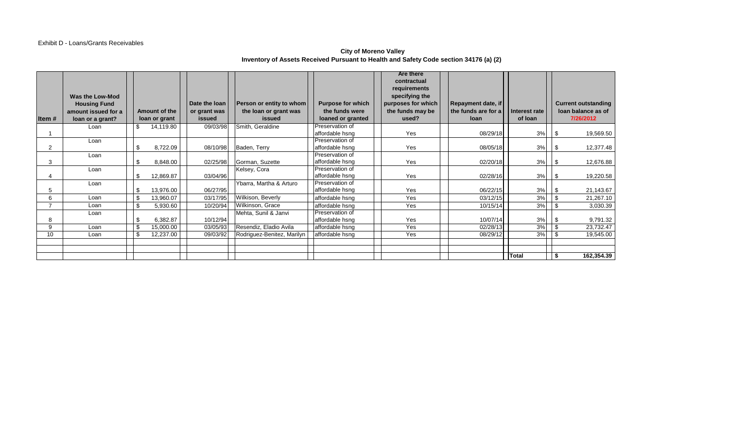Exhibit D - Loans/Grants Receivables

**City of Moreno Valley**
**Inventory of Assets Received Pursuant to Health and Safety Code section 34176 (a) (2)**

| Item # | Was the Low-Mod Housing Fund amount issued for a loan or a grant? | Amount of the loan or grant | Date the loan or grant was issued | Person or entity to whom the loan or grant was issued | Purpose for which the funds were loaned or granted | Are there contractual requirements specifying the purposes for which the funds may be used? | Repayment date, if the funds are for a loan | Interest rate of loan | Current outstanding loan balance as of 7/26/2012 |
|---|---|---|---|---|---|---|---|---|---|
| 1 | Loan | $ 14,119.80 | 09/03/98 | Smith, Geraldine | Preservation of affordable hsng | Yes | 08/29/18 | 3% | $ 19,569.50 |
| 2 | Loan | $ 8,722.09 | 08/10/98 | Baden, Terry | Preservation of affordable hsng | Yes | 08/05/18 | 3% | $ 12,377.48 |
| 3 | Loan | $ 8,848.00 | 02/25/98 | Gorman, Suzette | Preservation of affordable hsng | Yes | 02/20/18 | 3% | $ 12,676.88 |
| 4 | Loan | $ 12,869.87 | 03/04/96 | Kelsey, Cora | Preservation of affordable hsng | Yes | 02/28/16 | 3% | $ 19,220.58 |
| 5 | Loan | $ 13,976.00 | 06/27/95 | Ybarra, Martha & Arturo | Preservation of affordable hsng | Yes | 06/22/15 | 3% | $ 21,143.67 |
| 6 | Loan | $ 13,960.07 | 03/17/95 | Wilkison, Beverly | affordable hsng | Yes | 03/12/15 | 3% | $ 21,267.10 |
| 7 | Loan | $ 5,930.60 | 10/20/94 | Wilkinson, Grace | affordable hsng | Yes | 10/15/14 | 3% | $ 3,030.39 |
| 8 | Loan | $ 6,382.87 | 10/12/94 | Mehta, Sunil & Janvi | Preservation of affordable hsng | Yes | 10/07/14 | 3% | $ 9,791.32 |
| 9 | Loan | $ 15,000.00 | 03/05/93 | Resendiz, Eladio Avila | affordable hsng | Yes | 02/28/13 | 3% | $ 23,732.47 |
| 10 | Loan | $ 12,237.00 | 09/03/92 | Rodriguez-Benitez, Marilyn | affordable hsng | Yes | 08/29/12 | 3% | $ 19,545.00 |
| | | | | | | | | | |
| | | | | | | | | | |
| | | | | | | | | **Total** | **$ 162,354.39** |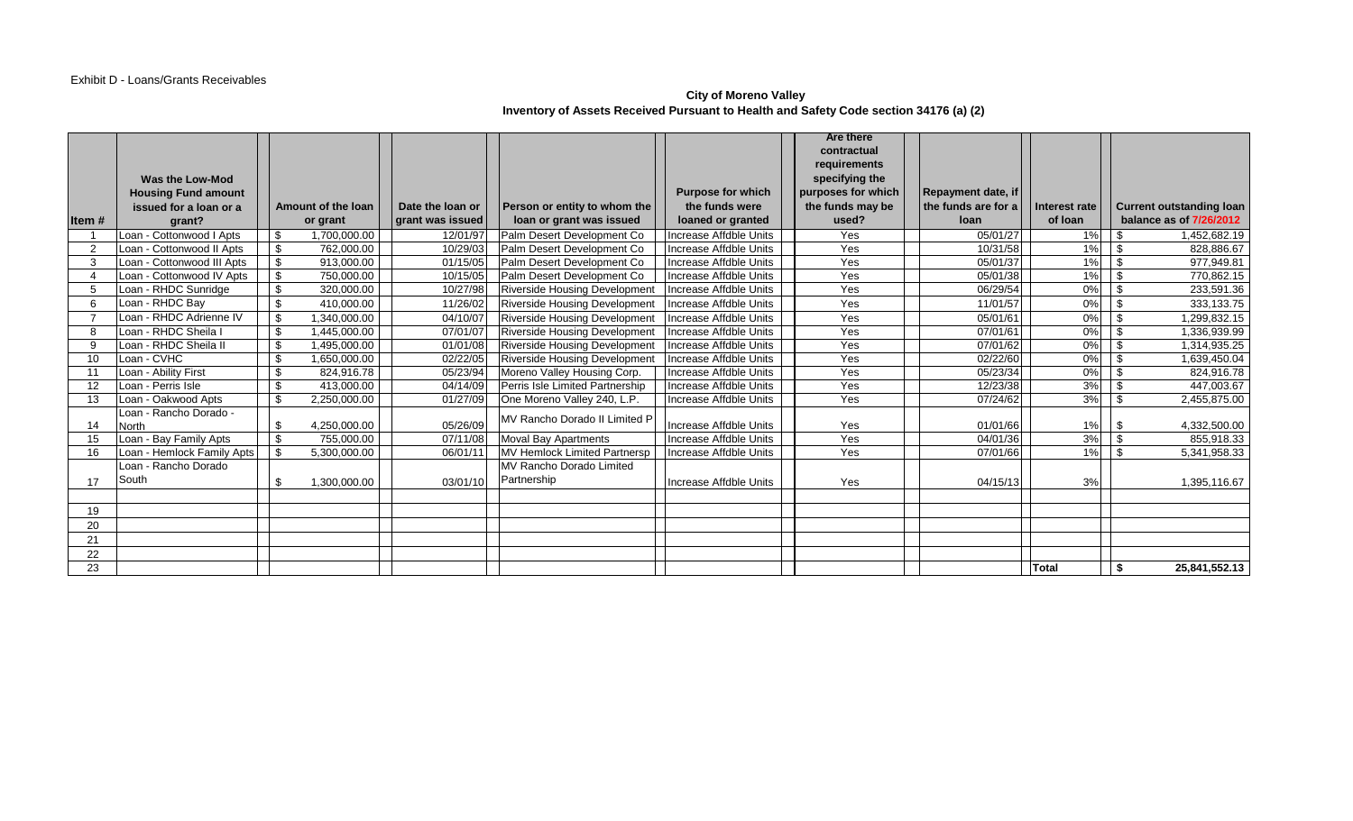Exhibit D - Loans/Grants Receivables

**City of Moreno Valley**
**Inventory of Assets Received Pursuant to Health and Safety Code section 34176 (a) (2)**

| Item # | Was the Low-Mod Housing Fund amount issued for a loan or a grant? | Amount of the loan or grant | Date the loan or grant was issued | Person or entity to whom the loan or grant was issued | Purpose for which the funds were loaned or granted | Are there contractual requirements specifying the purposes for which the funds may be used? | Repayment date, if the funds are for a loan | Interest rate of loan | Current outstanding loan balance as of 7/26/2012 |
|---|---|---|---|---|---|---|---|---|---|
| 1 | Loan - Cottonwood I Apts | $ 1,700,000.00 | 12/01/97 | Palm Desert Development Co | Increase Affdble Units | Yes | 05/01/27 | 1% | $ 1,452,682.19 |
| 2 | Loan - Cottonwood II Apts | $ 762,000.00 | 10/29/03 | Palm Desert Development Co | Increase Affdble Units | Yes | 10/31/58 | 1% | $ 828,886.67 |
| 3 | Loan - Cottonwood III Apts | $ 913,000.00 | 01/15/05 | Palm Desert Development Co | Increase Affdble Units | Yes | 05/01/37 | 1% | $ 977,949.81 |
| 4 | Loan - Cottonwood IV Apts | $ 750,000.00 | 10/15/05 | Palm Desert Development Co | Increase Affdble Units | Yes | 05/01/38 | 1% | $ 770,862.15 |
| 5 | Loan - RHDC Sunridge | $ 320,000.00 | 10/27/98 | Riverside Housing Development | Increase Affdble Units | Yes | 06/29/54 | 0% | $ 233,591.36 |
| 6 | Loan - RHDC Bay | $ 410,000.00 | 11/26/02 | Riverside Housing Development | Increase Affdble Units | Yes | 11/01/57 | 0% | $ 333,133.75 |
| 7 | Loan - RHDC Adrienne IV | $ 1,340,000.00 | 04/10/07 | Riverside Housing Development | Increase Affdble Units | Yes | 05/01/61 | 0% | $ 1,299,832.15 |
| 8 | Loan - RHDC Sheila I | $ 1,445,000.00 | 07/01/07 | Riverside Housing Development | Increase Affdble Units | Yes | 07/01/61 | 0% | $ 1,336,939.99 |
| 9 | Loan - RHDC Sheila II | $ 1,495,000.00 | 01/01/08 | Riverside Housing Development | Increase Affdble Units | Yes | 07/01/62 | 0% | $ 1,314,935.25 |
| 10 | Loan - CVHC | $ 1,650,000.00 | 02/22/05 | Riverside Housing Development | Increase Affdble Units | Yes | 02/22/60 | 0% | $ 1,639,450.04 |
| 11 | Loan - Ability First | $ 824,916.78 | 05/23/94 | Moreno Valley Housing Corp. | Increase Affdble Units | Yes | 05/23/34 | 0% | $ 824,916.78 |
| 12 | Loan - Perris Isle | $ 413,000.00 | 04/14/09 | Perris Isle Limited Partnership | Increase Affdble Units | Yes | 12/23/38 | 3% | $ 447,003.67 |
| 13 | Loan - Oakwood Apts | $ 2,250,000.00 | 01/27/09 | One Moreno Valley 240, L.P. | Increase Affdble Units | Yes | 07/24/62 | 3% | $ 2,455,875.00 |
| 14 | Loan - Rancho Dorado - North | $ 4,250,000.00 | 05/26/09 | MV Rancho Dorado II Limited P | Increase Affdble Units | Yes | 01/01/66 | 1% | $ 4,332,500.00 |
| 15 | Loan - Bay Family Apts | $ 755,000.00 | 07/11/08 | Moval Bay Apartments | Increase Affdble Units | Yes | 04/01/36 | 3% | $ 855,918.33 |
| 16 | Loan - Hemlock Family Apts | $ 5,300,000.00 | 06/01/11 | MV Hemlock Limited Partnersp | Increase Affdble Units | Yes | 07/01/66 | 1% | $ 5,341,958.33 |
| 17 | Loan - Rancho Dorado South | $ 1,300,000.00 | 03/01/10 | MV Rancho Dorado Limited Partnership | Increase Affdble Units | Yes | 04/15/13 | 3% | 1,395,116.67 |
| | | | | | | | | | |
| 19 | | | | | | | | | |
| 20 | | | | | | | | | |
| 21 | | | | | | | | | |
| 22 | | | | | | | | | |
| 23 | | | | | | | | Total | $ 25,841,552.13 |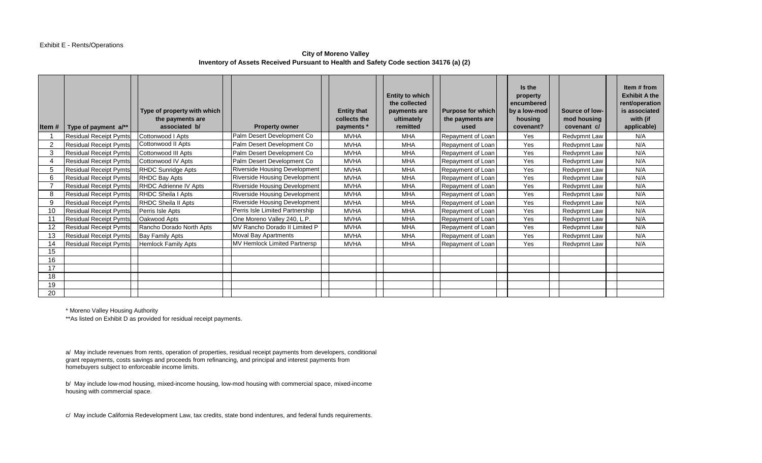Exhibit E - Rents/Operations

**City of Moreno Valley**
**Inventory of Assets Received Pursuant to Health and Safety Code section 34176 (a) (2)**

| Item # | Type of payment a/** | Type of property with which the payments are associated b/ | Property owner | Entity that collects the payments * | Entity to which the collected payments are ultimately remitted | Purpose for which the payments are used | Is the property encumbered by a low-mod housing covenant? | Source of low-mod housing covenant c/ | Item # from Exhibit A the rent/operation is associated with (if applicable) |
|---|---|---|---|---|---|---|---|---|---|
| 1 | Residual Receipt Pymts | Cottonwood I Apts | Palm Desert Development Co | MVHA | MHA | Repayment of Loan | Yes | Redvpmnt Law | N/A |
| 2 | Residual Receipt Pymts | Cottonwood II Apts | Palm Desert Development Co | MVHA | MHA | Repayment of Loan | Yes | Redvpmnt Law | N/A |
| 3 | Residual Receipt Pymts | Cottonwood III Apts | Palm Desert Development Co | MVHA | MHA | Repayment of Loan | Yes | Redvpmnt Law | N/A |
| 4 | Residual Receipt Pymts | Cottonwood IV Apts | Palm Desert Development Co | MVHA | MHA | Repayment of Loan | Yes | Redvpmnt Law | N/A |
| 5 | Residual Receipt Pymts | RHDC Sunridge Apts | Riverside Housing Development | MVHA | MHA | Repayment of Loan | Yes | Redvpmnt Law | N/A |
| 6 | Residual Receipt Pymts | RHDC Bay Apts | Riverside Housing Development | MVHA | MHA | Repayment of Loan | Yes | Redvpmnt Law | N/A |
| 7 | Residual Receipt Pymts | RHDC Adrienne IV Apts | Riverside Housing Development | MVHA | MHA | Repayment of Loan | Yes | Redvpmnt Law | N/A |
| 8 | Residual Receipt Pymts | RHDC Sheila I Apts | Riverside Housing Development | MVHA | MHA | Repayment of Loan | Yes | Redvpmnt Law | N/A |
| 9 | Residual Receipt Pymts | RHDC Sheila II Apts | Riverside Housing Development | MVHA | MHA | Repayment of Loan | Yes | Redvpmnt Law | N/A |
| 10 | Residual Receipt Pymts | Perris Isle Apts | Perris Isle Limited Partnership | MVHA | MHA | Repayment of Loan | Yes | Redvpmnt Law | N/A |
| 11 | Residual Receipt Pymts | Oakwood Apts | One Moreno Valley 240, L.P. | MVHA | MHA | Repayment of Loan | Yes | Redvpmnt Law | N/A |
| 12 | Residual Receipt Pymts | Rancho Dorado North Apts | MV Rancho Dorado II Limited P | MVHA | MHA | Repayment of Loan | Yes | Redvpmnt Law | N/A |
| 13 | Residual Receipt Pymts | Bay Family Apts | Moval Bay Apartments | MVHA | MHA | Repayment of Loan | Yes | Redvpmnt Law | N/A |
| 14 | Residual Receipt Pymts | Hemlock Family Apts | MV Hemlock Limited Partnersp | MVHA | MHA | Repayment of Loan | Yes | Redvpmnt Law | N/A |
| 15 | | | | | | | | | |
| 16 | | | | | | | | | |
| 17 | | | | | | | | | |
| 18 | | | | | | | | | |
| 19 | | | | | | | | | |
| 20 | | | | | | | | | |

* Moreno Valley Housing Authority

**As listed on Exhibit D as provided for residual receipt payments.

a/ May include revenues from rents, operation of properties, residual receipt payments from developers, conditional grant repayments, costs savings and proceeds from refinancing, and principal and interest payments from homebuyers subject to enforceable income limits.

b/ May include low-mod housing, mixed-income housing, low-mod housing with commercial space, mixed-income housing with commercial space.

c/ May include California Redevelopment Law, tax credits, state bond indentures, and federal funds requirements.